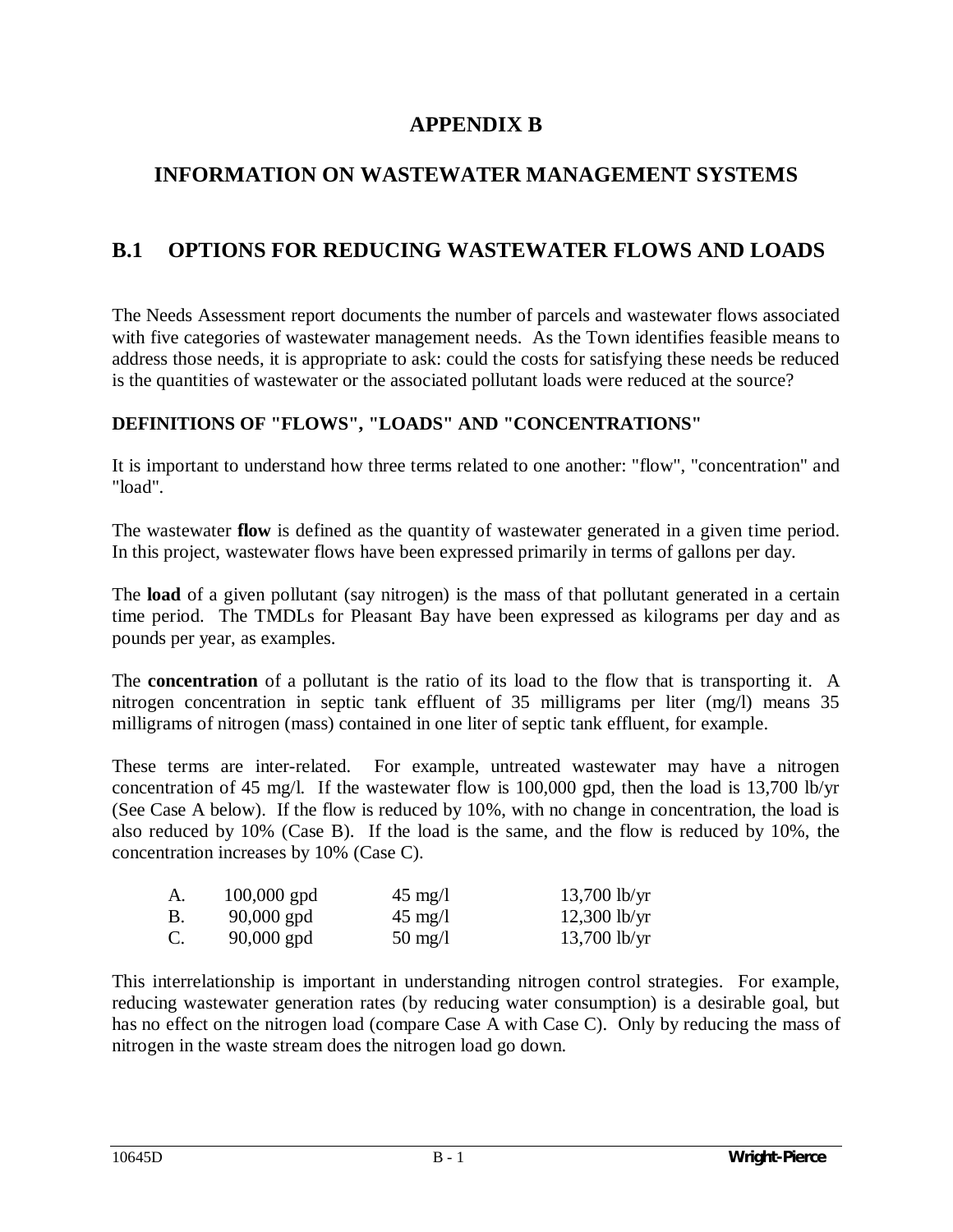# APPENDIX B

# INFORMATION ON WASTEWATER MANAGEMENT SYSTEMS

## B.1 OPTIONS FOR REDUCING WASTEWATER FLOWS AND LOADS

The Needs Assessment report documents the number of parcels and wastewater flows associated with five categories of wastewater management needs. As the Town identifies feasible means to address those needs, it is appropriate to ask: could the costs for satisfying these needs be reduced is the quantities of wastewater or the associated pollutant loads were reduced at the source?

### DEFINITIONS OF "FLOWS", "LOADS" AND "CONCENTRATIONS"

It is important to understand how three terms related to one another: "flow", "concentration" and "load".

The wastewater **flow** is defined as the quantity of wastewater generated in a given time period. In this project, wastewater flows have been expressed primarily in terms of gallons per day.

The **load** of a given pollutant (say nitrogen) is the mass of that pollutant generated in a certain time period. The TMDLs for Pleasant Bay have been expressed as kilograms per day and as pounds per year, as examples.

The **concentration** of a pollutant is the ratio of its load to the flow that is transporting it. A nitrogen concentration in septic tank effluent of 35 milligrams per liter (mg/l) means 35 milligrams of nitrogen (mass) contained in one liter of septic tank effluent, for example.

These terms are inter-related. For example, untreated wastewater may have a nitrogen concentration of 45 mg/l. If the wastewater flow is 100,000 gpd, then the load is 13,700 lb/yr (See Case A below). If the flow is reduced by 10%, with no change in concentration, the load is also reduced by 10% (Case B). If the load is the same, and the flow is reduced by 10%, the concentration increases by 10% (Case C).

| | | | |
|---|---|---|---|
| A. | 100,000 gpd | 45 mg/l | 13,700 lb/yr |
| B. | 90,000 gpd | 45 mg/l | 12,300 lb/yr |
| C. | 90,000 gpd | 50 mg/l | 13,700 lb/yr |

This interrelationship is important in understanding nitrogen control strategies. For example, reducing wastewater generation rates (by reducing water consumption) is a desirable goal, but has no effect on the nitrogen load (compare Case A with Case C). Only by reducing the mass of nitrogen in the waste stream does the nitrogen load go down.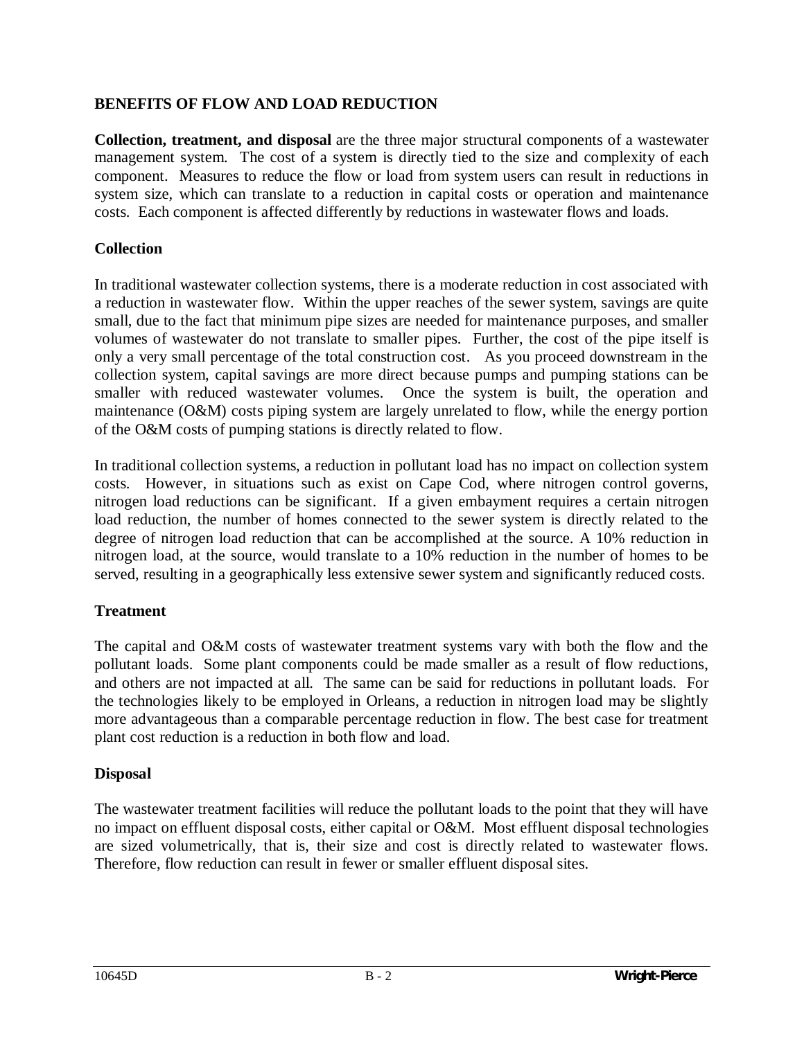## BENEFITS OF FLOW AND LOAD REDUCTION

**Collection, treatment, and disposal** are the three major structural components of a wastewater management system. The cost of a system is directly tied to the size and complexity of each component. Measures to reduce the flow or load from system users can result in reductions in system size, which can translate to a reduction in capital costs or operation and maintenance costs. Each component is affected differently by reductions in wastewater flows and loads.

### Collection

In traditional wastewater collection systems, there is a moderate reduction in cost associated with a reduction in wastewater flow. Within the upper reaches of the sewer system, savings are quite small, due to the fact that minimum pipe sizes are needed for maintenance purposes, and smaller volumes of wastewater do not translate to smaller pipes. Further, the cost of the pipe itself is only a very small percentage of the total construction cost. As you proceed downstream in the collection system, capital savings are more direct because pumps and pumping stations can be smaller with reduced wastewater volumes. Once the system is built, the operation and maintenance (O&M) costs piping system are largely unrelated to flow, while the energy portion of the O&M costs of pumping stations is directly related to flow.

In traditional collection systems, a reduction in pollutant load has no impact on collection system costs. However, in situations such as exist on Cape Cod, where nitrogen control governs, nitrogen load reductions can be significant. If a given embayment requires a certain nitrogen load reduction, the number of homes connected to the sewer system is directly related to the degree of nitrogen load reduction that can be accomplished at the source. A 10% reduction in nitrogen load, at the source, would translate to a 10% reduction in the number of homes to be served, resulting in a geographically less extensive sewer system and significantly reduced costs.

### Treatment

The capital and O&M costs of wastewater treatment systems vary with both the flow and the pollutant loads. Some plant components could be made smaller as a result of flow reductions, and others are not impacted at all. The same can be said for reductions in pollutant loads. For the technologies likely to be employed in Orleans, a reduction in nitrogen load may be slightly more advantageous than a comparable percentage reduction in flow. The best case for treatment plant cost reduction is a reduction in both flow and load.

### Disposal

The wastewater treatment facilities will reduce the pollutant loads to the point that they will have no impact on effluent disposal costs, either capital or O&M. Most effluent disposal technologies are sized volumetrically, that is, their size and cost is directly related to wastewater flows. Therefore, flow reduction can result in fewer or smaller effluent disposal sites.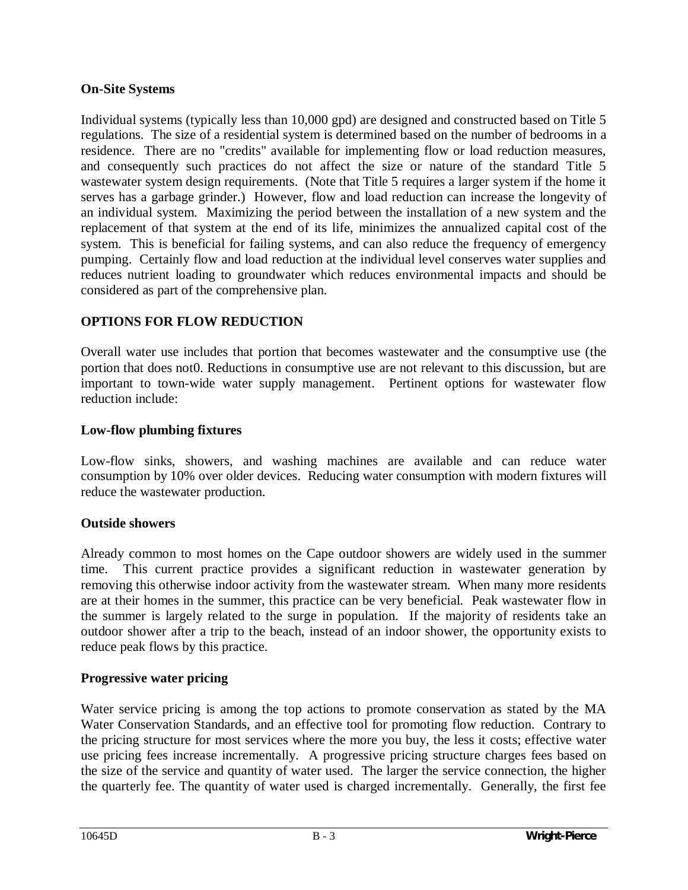**On-Site Systems**

Individual systems (typically less than 10,000 gpd) are designed and constructed based on Title 5 regulations. The size of a residential system is determined based on the number of bedrooms in a residence. There are no "credits" available for implementing flow or load reduction measures, and consequently such practices do not affect the size or nature of the standard Title 5 wastewater system design requirements. (Note that Title 5 requires a larger system if the home it serves has a garbage grinder.) However, flow and load reduction can increase the longevity of an individual system. Maximizing the period between the installation of a new system and the replacement of that system at the end of its life, minimizes the annualized capital cost of the system. This is beneficial for failing systems, and can also reduce the frequency of emergency pumping. Certainly flow and load reduction at the individual level conserves water supplies and reduces nutrient loading to groundwater which reduces environmental impacts and should be considered as part of the comprehensive plan.

## OPTIONS FOR FLOW REDUCTION

Overall water use includes that portion that becomes wastewater and the consumptive use (the portion that does not0. Reductions in consumptive use are not relevant to this discussion, but are important to town-wide water supply management. Pertinent options for wastewater flow reduction include:

**Low-flow plumbing fixtures**

Low-flow sinks, showers, and washing machines are available and can reduce water consumption by 10% over older devices. Reducing water consumption with modern fixtures will reduce the wastewater production.

**Outside showers**

Already common to most homes on the Cape outdoor showers are widely used in the summer time. This current practice provides a significant reduction in wastewater generation by removing this otherwise indoor activity from the wastewater stream. When many more residents are at their homes in the summer, this practice can be very beneficial. Peak wastewater flow in the summer is largely related to the surge in population. If the majority of residents take an outdoor shower after a trip to the beach, instead of an indoor shower, the opportunity exists to reduce peak flows by this practice.

**Progressive water pricing**

Water service pricing is among the top actions to promote conservation as stated by the MA Water Conservation Standards, and an effective tool for promoting flow reduction. Contrary to the pricing structure for most services where the more you buy, the less it costs; effective water use pricing fees increase incrementally. A progressive pricing structure charges fees based on the size of the service and quantity of water used. The larger the service connection, the higher the quarterly fee. The quantity of water used is charged incrementally. Generally, the first fee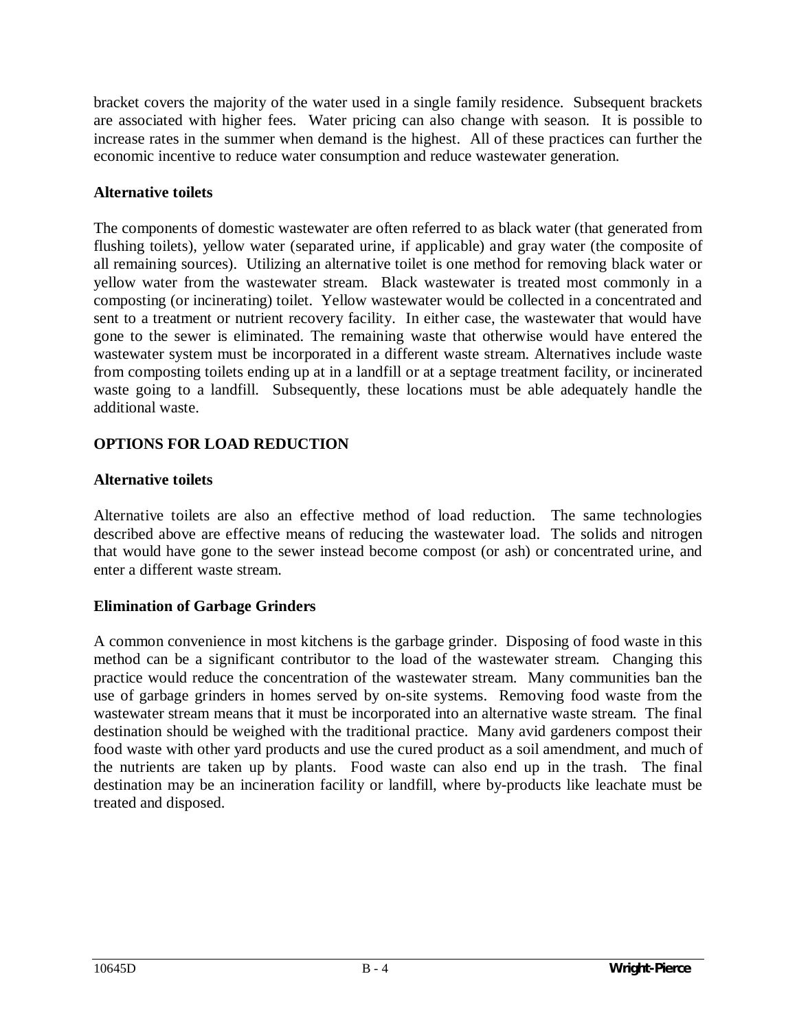bracket covers the majority of the water used in a single family residence. Subsequent brackets are associated with higher fees. Water pricing can also change with season. It is possible to increase rates in the summer when demand is the highest. All of these practices can further the economic incentive to reduce water consumption and reduce wastewater generation.

### Alternative toilets

The components of domestic wastewater are often referred to as black water (that generated from flushing toilets), yellow water (separated urine, if applicable) and gray water (the composite of all remaining sources). Utilizing an alternative toilet is one method for removing black water or yellow water from the wastewater stream. Black wastewater is treated most commonly in a composting (or incinerating) toilet. Yellow wastewater would be collected in a concentrated and sent to a treatment or nutrient recovery facility. In either case, the wastewater that would have gone to the sewer is eliminated. The remaining waste that otherwise would have entered the wastewater system must be incorporated in a different waste stream. Alternatives include waste from composting toilets ending up at in a landfill or at a septage treatment facility, or incinerated waste going to a landfill. Subsequently, these locations must be able adequately handle the additional waste.

## OPTIONS FOR LOAD REDUCTION

### Alternative toilets

Alternative toilets are also an effective method of load reduction. The same technologies described above are effective means of reducing the wastewater load. The solids and nitrogen that would have gone to the sewer instead become compost (or ash) or concentrated urine, and enter a different waste stream.

### Elimination of Garbage Grinders

A common convenience in most kitchens is the garbage grinder. Disposing of food waste in this method can be a significant contributor to the load of the wastewater stream. Changing this practice would reduce the concentration of the wastewater stream. Many communities ban the use of garbage grinders in homes served by on-site systems. Removing food waste from the wastewater stream means that it must be incorporated into an alternative waste stream. The final destination should be weighed with the traditional practice. Many avid gardeners compost their food waste with other yard products and use the cured product as a soil amendment, and much of the nutrients are taken up by plants. Food waste can also end up in the trash. The final destination may be an incineration facility or landfill, where by-products like leachate must be treated and disposed.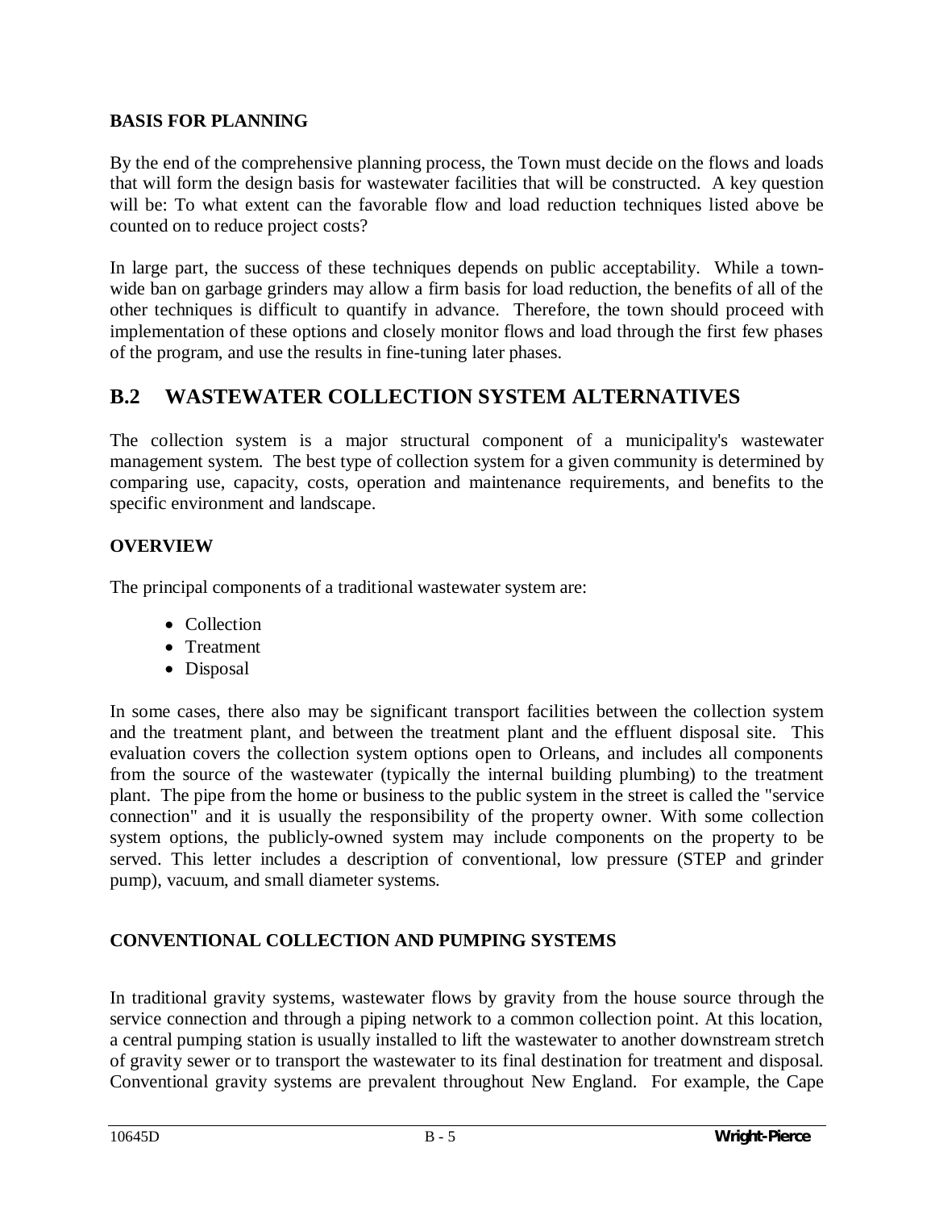**BASIS FOR PLANNING**

By the end of the comprehensive planning process, the Town must decide on the flows and loads that will form the design basis for wastewater facilities that will be constructed. A key question will be: To what extent can the favorable flow and load reduction techniques listed above be counted on to reduce project costs?

In large part, the success of these techniques depends on public acceptability. While a town-wide ban on garbage grinders may allow a firm basis for load reduction, the benefits of all of the other techniques is difficult to quantify in advance. Therefore, the town should proceed with implementation of these options and closely monitor flows and load through the first few phases of the program, and use the results in fine-tuning later phases.

## B.2 WASTEWATER COLLECTION SYSTEM ALTERNATIVES

The collection system is a major structural component of a municipality's wastewater management system. The best type of collection system for a given community is determined by comparing use, capacity, costs, operation and maintenance requirements, and benefits to the specific environment and landscape.

**OVERVIEW**

The principal components of a traditional wastewater system are:

- Collection
- Treatment
- Disposal

In some cases, there also may be significant transport facilities between the collection system and the treatment plant, and between the treatment plant and the effluent disposal site. This evaluation covers the collection system options open to Orleans, and includes all components from the source of the wastewater (typically the internal building plumbing) to the treatment plant. The pipe from the home or business to the public system in the street is called the "service connection" and it is usually the responsibility of the property owner. With some collection system options, the publicly-owned system may include components on the property to be served. This letter includes a description of conventional, low pressure (STEP and grinder pump), vacuum, and small diameter systems.

**CONVENTIONAL COLLECTION AND PUMPING SYSTEMS**

In traditional gravity systems, wastewater flows by gravity from the house source through the service connection and through a piping network to a common collection point. At this location, a central pumping station is usually installed to lift the wastewater to another downstream stretch of gravity sewer or to transport the wastewater to its final destination for treatment and disposal. Conventional gravity systems are prevalent throughout New England. For example, the Cape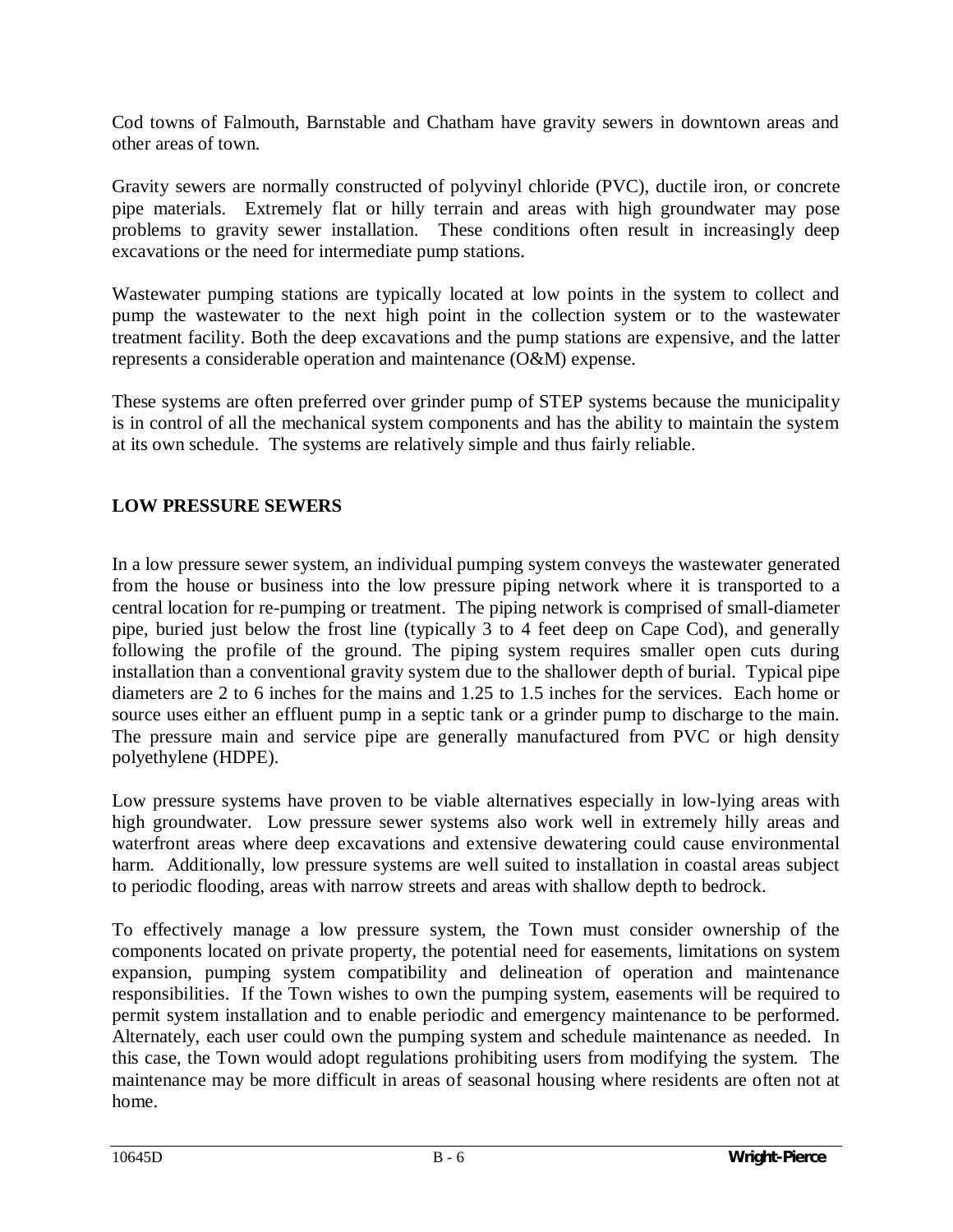Cod towns of Falmouth, Barnstable and Chatham have gravity sewers in downtown areas and other areas of town.

Gravity sewers are normally constructed of polyvinyl chloride (PVC), ductile iron, or concrete pipe materials. Extremely flat or hilly terrain and areas with high groundwater may pose problems to gravity sewer installation. These conditions often result in increasingly deep excavations or the need for intermediate pump stations.

Wastewater pumping stations are typically located at low points in the system to collect and pump the wastewater to the next high point in the collection system or to the wastewater treatment facility. Both the deep excavations and the pump stations are expensive, and the latter represents a considerable operation and maintenance (O&M) expense.

These systems are often preferred over grinder pump of STEP systems because the municipality is in control of all the mechanical system components and has the ability to maintain the system at its own schedule. The systems are relatively simple and thus fairly reliable.

**LOW PRESSURE SEWERS**

In a low pressure sewer system, an individual pumping system conveys the wastewater generated from the house or business into the low pressure piping network where it is transported to a central location for re-pumping or treatment. The piping network is comprised of small-diameter pipe, buried just below the frost line (typically 3 to 4 feet deep on Cape Cod), and generally following the profile of the ground. The piping system requires smaller open cuts during installation than a conventional gravity system due to the shallower depth of burial. Typical pipe diameters are 2 to 6 inches for the mains and 1.25 to 1.5 inches for the services. Each home or source uses either an effluent pump in a septic tank or a grinder pump to discharge to the main. The pressure main and service pipe are generally manufactured from PVC or high density polyethylene (HDPE).

Low pressure systems have proven to be viable alternatives especially in low-lying areas with high groundwater. Low pressure sewer systems also work well in extremely hilly areas and waterfront areas where deep excavations and extensive dewatering could cause environmental harm. Additionally, low pressure systems are well suited to installation in coastal areas subject to periodic flooding, areas with narrow streets and areas with shallow depth to bedrock.

To effectively manage a low pressure system, the Town must consider ownership of the components located on private property, the potential need for easements, limitations on system expansion, pumping system compatibility and delineation of operation and maintenance responsibilities. If the Town wishes to own the pumping system, easements will be required to permit system installation and to enable periodic and emergency maintenance to be performed. Alternately, each user could own the pumping system and schedule maintenance as needed. In this case, the Town would adopt regulations prohibiting users from modifying the system. The maintenance may be more difficult in areas of seasonal housing where residents are often not at home.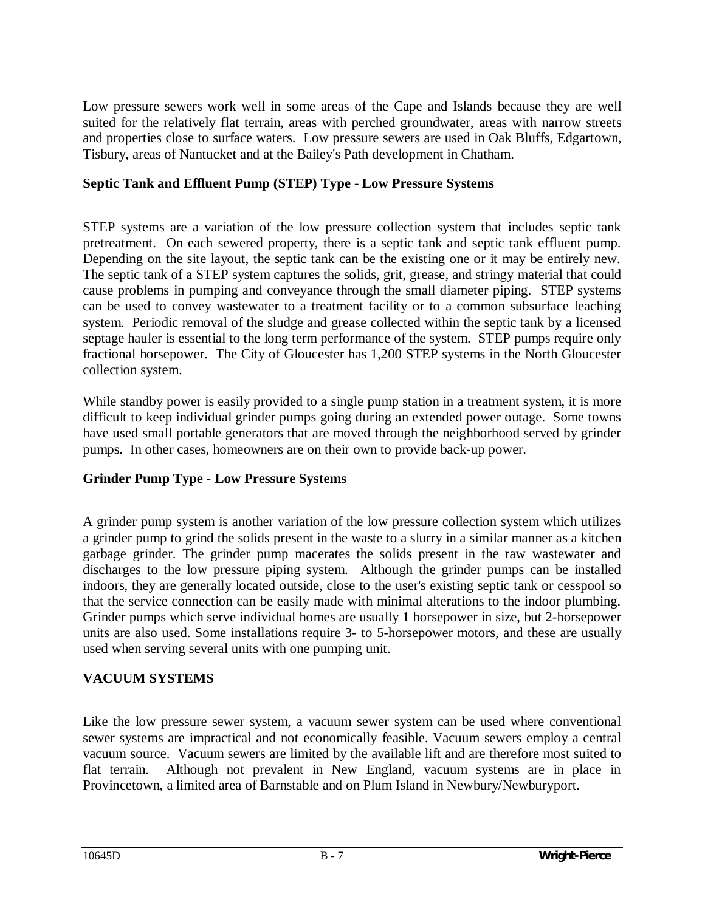Low pressure sewers work well in some areas of the Cape and Islands because they are well suited for the relatively flat terrain, areas with perched groundwater, areas with narrow streets and properties close to surface waters. Low pressure sewers are used in Oak Bluffs, Edgartown, Tisbury, areas of Nantucket and at the Bailey's Path development in Chatham.

**Septic Tank and Effluent Pump (STEP) Type - Low Pressure Systems**

STEP systems are a variation of the low pressure collection system that includes septic tank pretreatment. On each sewered property, there is a septic tank and septic tank effluent pump. Depending on the site layout, the septic tank can be the existing one or it may be entirely new. The septic tank of a STEP system captures the solids, grit, grease, and stringy material that could cause problems in pumping and conveyance through the small diameter piping. STEP systems can be used to convey wastewater to a treatment facility or to a common subsurface leaching system. Periodic removal of the sludge and grease collected within the septic tank by a licensed septage hauler is essential to the long term performance of the system. STEP pumps require only fractional horsepower. The City of Gloucester has 1,200 STEP systems in the North Gloucester collection system.

While standby power is easily provided to a single pump station in a treatment system, it is more difficult to keep individual grinder pumps going during an extended power outage. Some towns have used small portable generators that are moved through the neighborhood served by grinder pumps. In other cases, homeowners are on their own to provide back-up power.

**Grinder Pump Type - Low Pressure Systems**

A grinder pump system is another variation of the low pressure collection system which utilizes a grinder pump to grind the solids present in the waste to a slurry in a similar manner as a kitchen garbage grinder. The grinder pump macerates the solids present in the raw wastewater and discharges to the low pressure piping system. Although the grinder pumps can be installed indoors, they are generally located outside, close to the user's existing septic tank or cesspool so that the service connection can be easily made with minimal alterations to the indoor plumbing. Grinder pumps which serve individual homes are usually 1 horsepower in size, but 2-horsepower units are also used. Some installations require 3- to 5-horsepower motors, and these are usually used when serving several units with one pumping unit.

**VACUUM SYSTEMS**

Like the low pressure sewer system, a vacuum sewer system can be used where conventional sewer systems are impractical and not economically feasible. Vacuum sewers employ a central vacuum source. Vacuum sewers are limited by the available lift and are therefore most suited to flat terrain. Although not prevalent in New England, vacuum systems are in place in Provincetown, a limited area of Barnstable and on Plum Island in Newbury/Newburyport.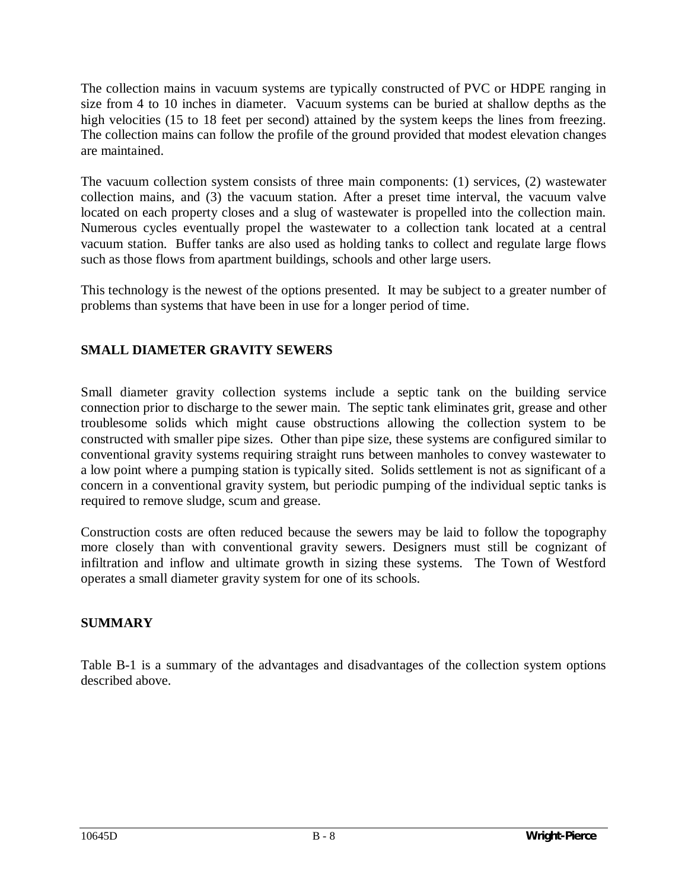The collection mains in vacuum systems are typically constructed of PVC or HDPE ranging in size from 4 to 10 inches in diameter. Vacuum systems can be buried at shallow depths as the high velocities (15 to 18 feet per second) attained by the system keeps the lines from freezing. The collection mains can follow the profile of the ground provided that modest elevation changes are maintained.

The vacuum collection system consists of three main components: (1) services, (2) wastewater collection mains, and (3) the vacuum station. After a preset time interval, the vacuum valve located on each property closes and a slug of wastewater is propelled into the collection main. Numerous cycles eventually propel the wastewater to a collection tank located at a central vacuum station. Buffer tanks are also used as holding tanks to collect and regulate large flows such as those flows from apartment buildings, schools and other large users.

This technology is the newest of the options presented. It may be subject to a greater number of problems than systems that have been in use for a longer period of time.

## SMALL DIAMETER GRAVITY SEWERS

Small diameter gravity collection systems include a septic tank on the building service connection prior to discharge to the sewer main. The septic tank eliminates grit, grease and other troublesome solids which might cause obstructions allowing the collection system to be constructed with smaller pipe sizes. Other than pipe size, these systems are configured similar to conventional gravity systems requiring straight runs between manholes to convey wastewater to a low point where a pumping station is typically sited. Solids settlement is not as significant of a concern in a conventional gravity system, but periodic pumping of the individual septic tanks is required to remove sludge, scum and grease.

Construction costs are often reduced because the sewers may be laid to follow the topography more closely than with conventional gravity sewers. Designers must still be cognizant of infiltration and inflow and ultimate growth in sizing these systems. The Town of Westford operates a small diameter gravity system for one of its schools.

## SUMMARY

Table B-1 is a summary of the advantages and disadvantages of the collection system options described above.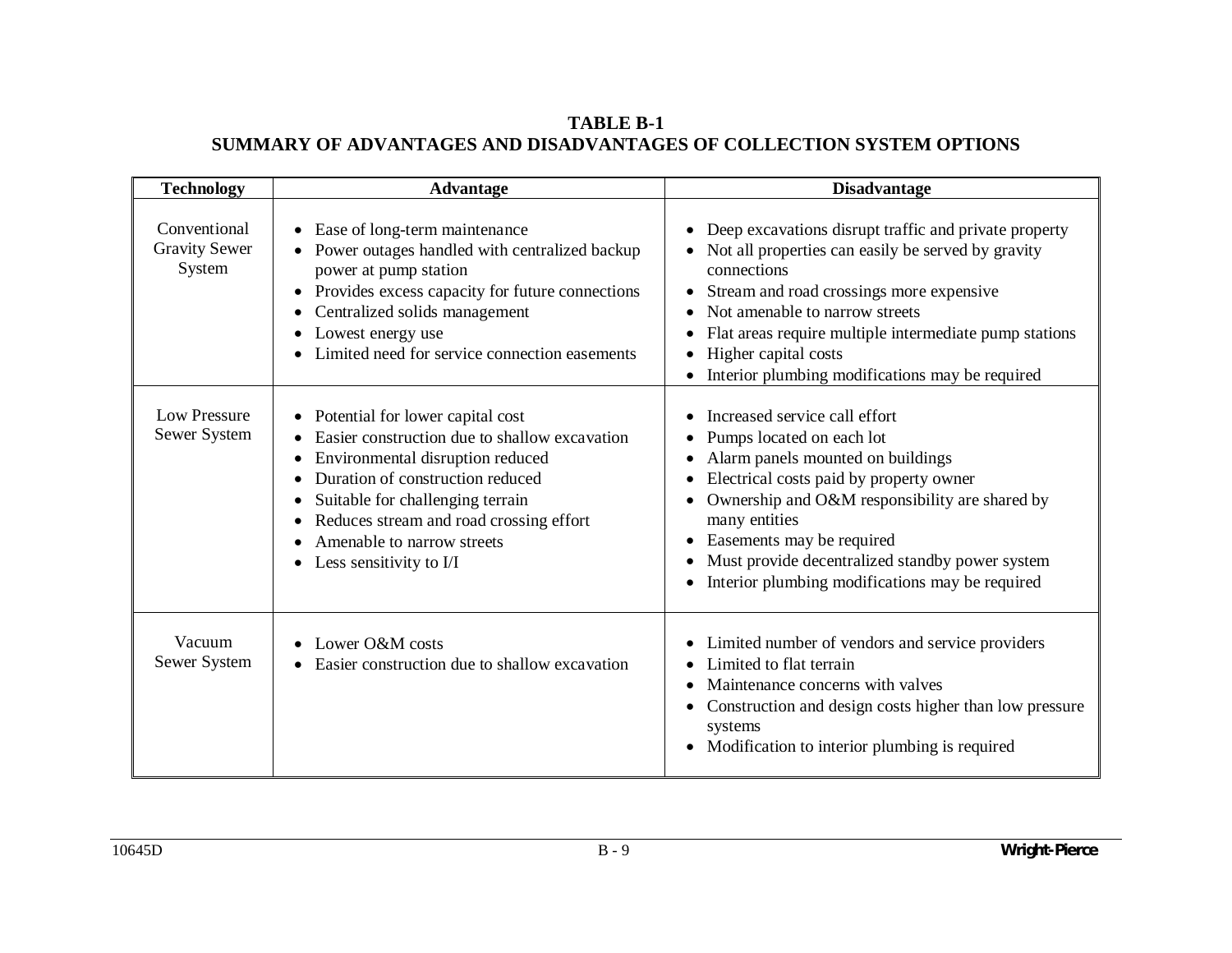# TABLE B-1
# SUMMARY OF ADVANTAGES AND DISADVANTAGES OF COLLECTION SYSTEM OPTIONS

| Technology | Advantage | Disadvantage |
|---|---|---|
| Conventional Gravity Sewer System | • Ease of long-term maintenance<br>• Power outages handled with centralized backup power at pump station<br>• Provides excess capacity for future connections<br>• Centralized solids management<br>• Lowest energy use<br>• Limited need for service connection easements | • Deep excavations disrupt traffic and private property<br>• Not all properties can easily be served by gravity connections<br>• Stream and road crossings more expensive<br>• Not amenable to narrow streets<br>• Flat areas require multiple intermediate pump stations<br>• Higher capital costs<br>• Interior plumbing modifications may be required |
| Low Pressure Sewer System | • Potential for lower capital cost<br>• Easier construction due to shallow excavation<br>• Environmental disruption reduced<br>• Duration of construction reduced<br>• Suitable for challenging terrain<br>• Reduces stream and road crossing effort<br>• Amenable to narrow streets<br>• Less sensitivity to I/I | • Increased service call effort<br>• Pumps located on each lot<br>• Alarm panels mounted on buildings<br>• Electrical costs paid by property owner<br>• Ownership and O&M responsibility are shared by many entities<br>• Easements may be required<br>• Must provide decentralized standby power system<br>• Interior plumbing modifications may be required |
| Vacuum Sewer System | • Lower O&M costs<br>• Easier construction due to shallow excavation | • Limited number of vendors and service providers<br>• Limited to flat terrain<br>• Maintenance concerns with valves<br>• Construction and design costs higher than low pressure systems<br>• Modification to interior plumbing is required |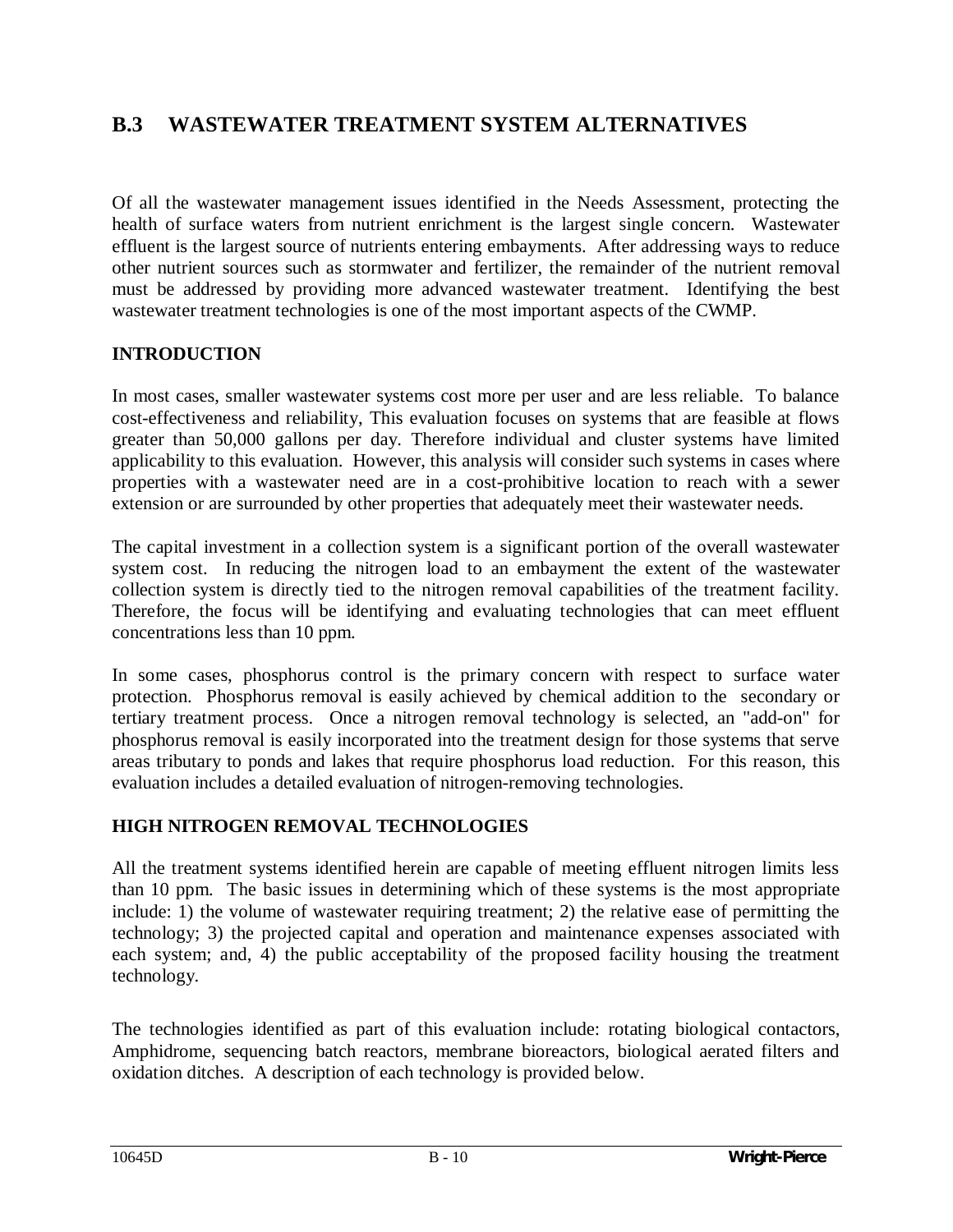## B.3 WASTEWATER TREATMENT SYSTEM ALTERNATIVES

Of all the wastewater management issues identified in the Needs Assessment, protecting the health of surface waters from nutrient enrichment is the largest single concern. Wastewater effluent is the largest source of nutrients entering embayments. After addressing ways to reduce other nutrient sources such as stormwater and fertilizer, the remainder of the nutrient removal must be addressed by providing more advanced wastewater treatment. Identifying the best wastewater treatment technologies is one of the most important aspects of the CWMP.

### INTRODUCTION

In most cases, smaller wastewater systems cost more per user and are less reliable. To balance cost-effectiveness and reliability, This evaluation focuses on systems that are feasible at flows greater than 50,000 gallons per day. Therefore individual and cluster systems have limited applicability to this evaluation. However, this analysis will consider such systems in cases where properties with a wastewater need are in a cost-prohibitive location to reach with a sewer extension or are surrounded by other properties that adequately meet their wastewater needs.

The capital investment in a collection system is a significant portion of the overall wastewater system cost. In reducing the nitrogen load to an embayment the extent of the wastewater collection system is directly tied to the nitrogen removal capabilities of the treatment facility. Therefore, the focus will be identifying and evaluating technologies that can meet effluent concentrations less than 10 ppm.

In some cases, phosphorus control is the primary concern with respect to surface water protection. Phosphorus removal is easily achieved by chemical addition to the secondary or tertiary treatment process. Once a nitrogen removal technology is selected, an "add-on" for phosphorus removal is easily incorporated into the treatment design for those systems that serve areas tributary to ponds and lakes that require phosphorus load reduction. For this reason, this evaluation includes a detailed evaluation of nitrogen-removing technologies.

### HIGH NITROGEN REMOVAL TECHNOLOGIES

All the treatment systems identified herein are capable of meeting effluent nitrogen limits less than 10 ppm. The basic issues in determining which of these systems is the most appropriate include: 1) the volume of wastewater requiring treatment; 2) the relative ease of permitting the technology; 3) the projected capital and operation and maintenance expenses associated with each system; and, 4) the public acceptability of the proposed facility housing the treatment technology.

The technologies identified as part of this evaluation include: rotating biological contactors, Amphidrome, sequencing batch reactors, membrane bioreactors, biological aerated filters and oxidation ditches. A description of each technology is provided below.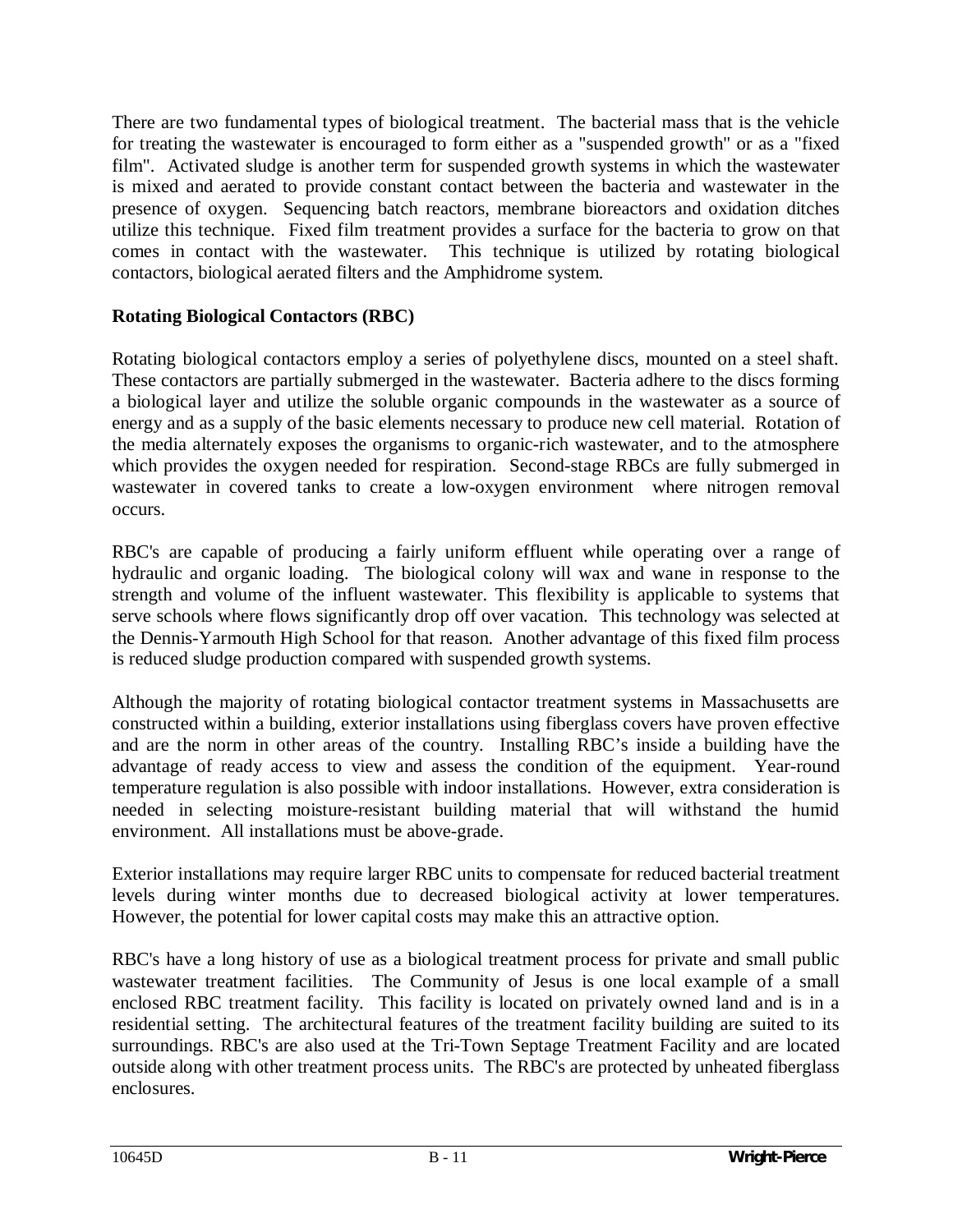There are two fundamental types of biological treatment. The bacterial mass that is the vehicle for treating the wastewater is encouraged to form either as a "suspended growth" or as a "fixed film". Activated sludge is another term for suspended growth systems in which the wastewater is mixed and aerated to provide constant contact between the bacteria and wastewater in the presence of oxygen. Sequencing batch reactors, membrane bioreactors and oxidation ditches utilize this technique. Fixed film treatment provides a surface for the bacteria to grow on that comes in contact with the wastewater. This technique is utilized by rotating biological contactors, biological aerated filters and the Amphidrome system.

**Rotating Biological Contactors (RBC)**

Rotating biological contactors employ a series of polyethylene discs, mounted on a steel shaft. These contactors are partially submerged in the wastewater. Bacteria adhere to the discs forming a biological layer and utilize the soluble organic compounds in the wastewater as a source of energy and as a supply of the basic elements necessary to produce new cell material. Rotation of the media alternately exposes the organisms to organic-rich wastewater, and to the atmosphere which provides the oxygen needed for respiration. Second-stage RBCs are fully submerged in wastewater in covered tanks to create a low-oxygen environment where nitrogen removal occurs.

RBC's are capable of producing a fairly uniform effluent while operating over a range of hydraulic and organic loading. The biological colony will wax and wane in response to the strength and volume of the influent wastewater. This flexibility is applicable to systems that serve schools where flows significantly drop off over vacation. This technology was selected at the Dennis-Yarmouth High School for that reason. Another advantage of this fixed film process is reduced sludge production compared with suspended growth systems.

Although the majority of rotating biological contactor treatment systems in Massachusetts are constructed within a building, exterior installations using fiberglass covers have proven effective and are the norm in other areas of the country. Installing RBC's inside a building have the advantage of ready access to view and assess the condition of the equipment. Year-round temperature regulation is also possible with indoor installations. However, extra consideration is needed in selecting moisture-resistant building material that will withstand the humid environment. All installations must be above-grade.

Exterior installations may require larger RBC units to compensate for reduced bacterial treatment levels during winter months due to decreased biological activity at lower temperatures. However, the potential for lower capital costs may make this an attractive option.

RBC's have a long history of use as a biological treatment process for private and small public wastewater treatment facilities. The Community of Jesus is one local example of a small enclosed RBC treatment facility. This facility is located on privately owned land and is in a residential setting. The architectural features of the treatment facility building are suited to its surroundings. RBC's are also used at the Tri-Town Septage Treatment Facility and are located outside along with other treatment process units. The RBC's are protected by unheated fiberglass enclosures.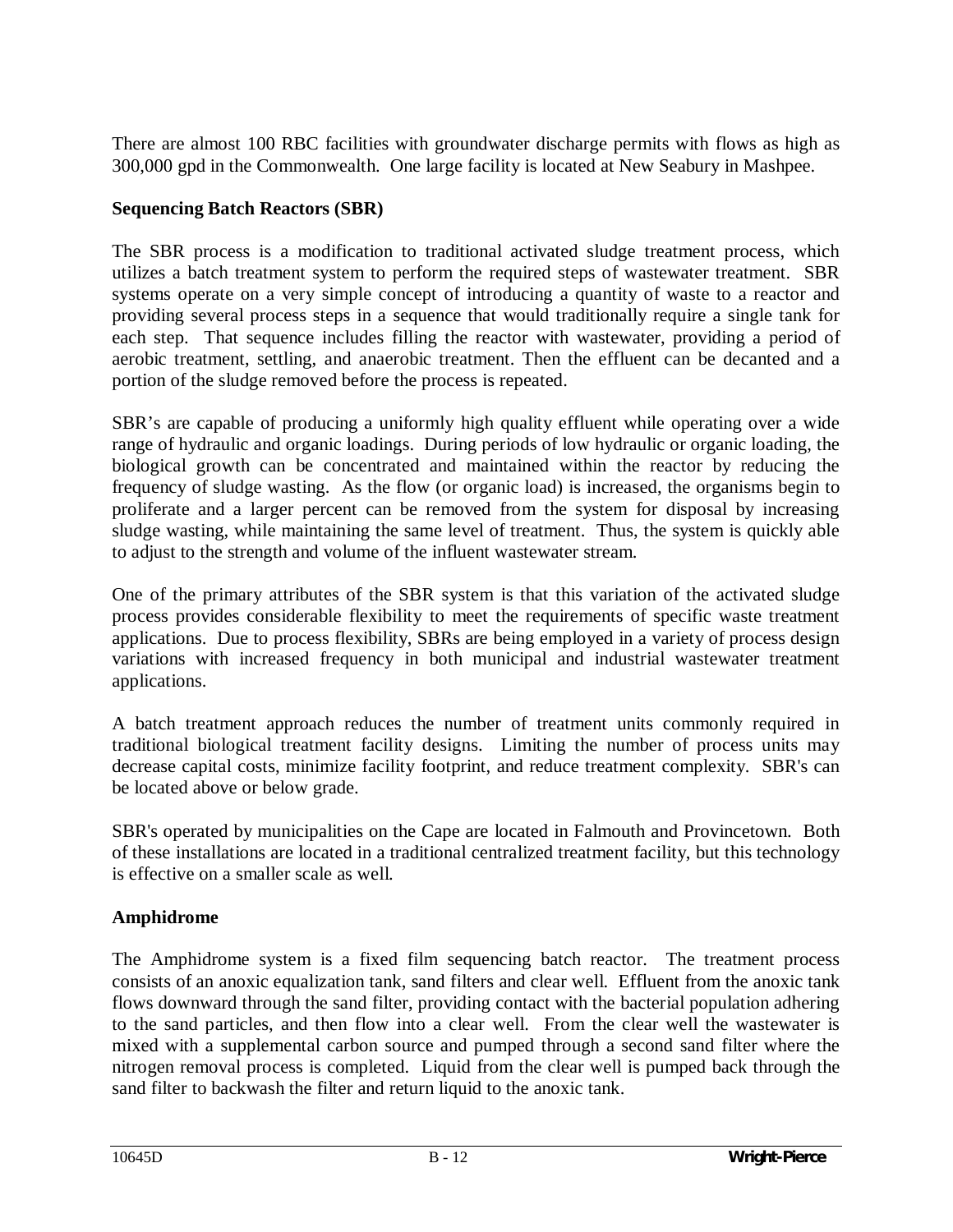There are almost 100 RBC facilities with groundwater discharge permits with flows as high as 300,000 gpd in the Commonwealth. One large facility is located at New Seabury in Mashpee.

**Sequencing Batch Reactors (SBR)**

The SBR process is a modification to traditional activated sludge treatment process, which utilizes a batch treatment system to perform the required steps of wastewater treatment. SBR systems operate on a very simple concept of introducing a quantity of waste to a reactor and providing several process steps in a sequence that would traditionally require a single tank for each step. That sequence includes filling the reactor with wastewater, providing a period of aerobic treatment, settling, and anaerobic treatment. Then the effluent can be decanted and a portion of the sludge removed before the process is repeated.

SBR's are capable of producing a uniformly high quality effluent while operating over a wide range of hydraulic and organic loadings. During periods of low hydraulic or organic loading, the biological growth can be concentrated and maintained within the reactor by reducing the frequency of sludge wasting. As the flow (or organic load) is increased, the organisms begin to proliferate and a larger percent can be removed from the system for disposal by increasing sludge wasting, while maintaining the same level of treatment. Thus, the system is quickly able to adjust to the strength and volume of the influent wastewater stream.

One of the primary attributes of the SBR system is that this variation of the activated sludge process provides considerable flexibility to meet the requirements of specific waste treatment applications. Due to process flexibility, SBRs are being employed in a variety of process design variations with increased frequency in both municipal and industrial wastewater treatment applications.

A batch treatment approach reduces the number of treatment units commonly required in traditional biological treatment facility designs. Limiting the number of process units may decrease capital costs, minimize facility footprint, and reduce treatment complexity. SBR's can be located above or below grade.

SBR's operated by municipalities on the Cape are located in Falmouth and Provincetown. Both of these installations are located in a traditional centralized treatment facility, but this technology is effective on a smaller scale as well.

**Amphidrome**

The Amphidrome system is a fixed film sequencing batch reactor. The treatment process consists of an anoxic equalization tank, sand filters and clear well. Effluent from the anoxic tank flows downward through the sand filter, providing contact with the bacterial population adhering to the sand particles, and then flow into a clear well. From the clear well the wastewater is mixed with a supplemental carbon source and pumped through a second sand filter where the nitrogen removal process is completed. Liquid from the clear well is pumped back through the sand filter to backwash the filter and return liquid to the anoxic tank.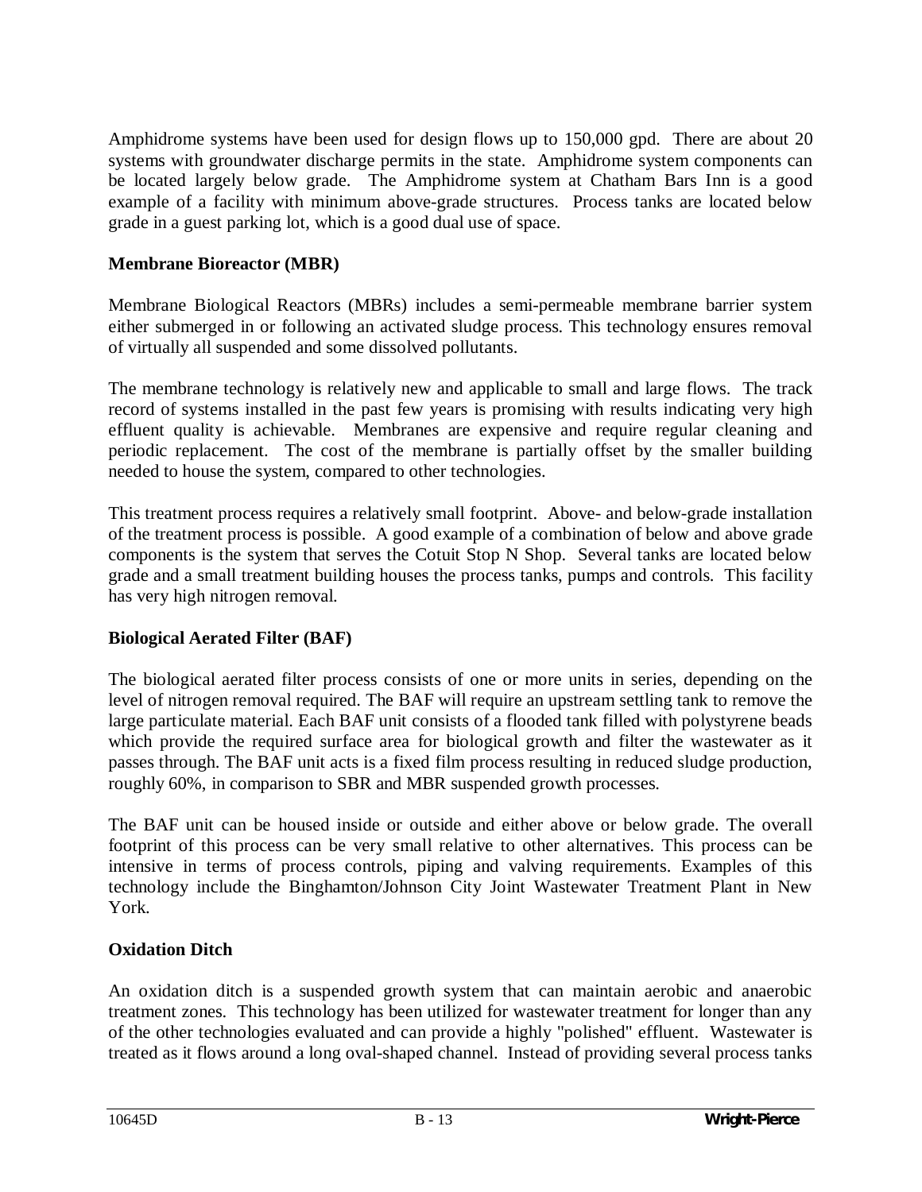Amphidrome systems have been used for design flows up to 150,000 gpd. There are about 20 systems with groundwater discharge permits in the state. Amphidrome system components can be located largely below grade. The Amphidrome system at Chatham Bars Inn is a good example of a facility with minimum above-grade structures. Process tanks are located below grade in a guest parking lot, which is a good dual use of space.

**Membrane Bioreactor (MBR)**

Membrane Biological Reactors (MBRs) includes a semi-permeable membrane barrier system either submerged in or following an activated sludge process. This technology ensures removal of virtually all suspended and some dissolved pollutants.

The membrane technology is relatively new and applicable to small and large flows. The track record of systems installed in the past few years is promising with results indicating very high effluent quality is achievable. Membranes are expensive and require regular cleaning and periodic replacement. The cost of the membrane is partially offset by the smaller building needed to house the system, compared to other technologies.

This treatment process requires a relatively small footprint. Above- and below-grade installation of the treatment process is possible. A good example of a combination of below and above grade components is the system that serves the Cotuit Stop N Shop. Several tanks are located below grade and a small treatment building houses the process tanks, pumps and controls. This facility has very high nitrogen removal.

**Biological Aerated Filter (BAF)**

The biological aerated filter process consists of one or more units in series, depending on the level of nitrogen removal required. The BAF will require an upstream settling tank to remove the large particulate material. Each BAF unit consists of a flooded tank filled with polystyrene beads which provide the required surface area for biological growth and filter the wastewater as it passes through. The BAF unit acts is a fixed film process resulting in reduced sludge production, roughly 60%, in comparison to SBR and MBR suspended growth processes.

The BAF unit can be housed inside or outside and either above or below grade. The overall footprint of this process can be very small relative to other alternatives. This process can be intensive in terms of process controls, piping and valving requirements. Examples of this technology include the Binghamton/Johnson City Joint Wastewater Treatment Plant in New York.

**Oxidation Ditch**

An oxidation ditch is a suspended growth system that can maintain aerobic and anaerobic treatment zones. This technology has been utilized for wastewater treatment for longer than any of the other technologies evaluated and can provide a highly "polished" effluent. Wastewater is treated as it flows around a long oval-shaped channel. Instead of providing several process tanks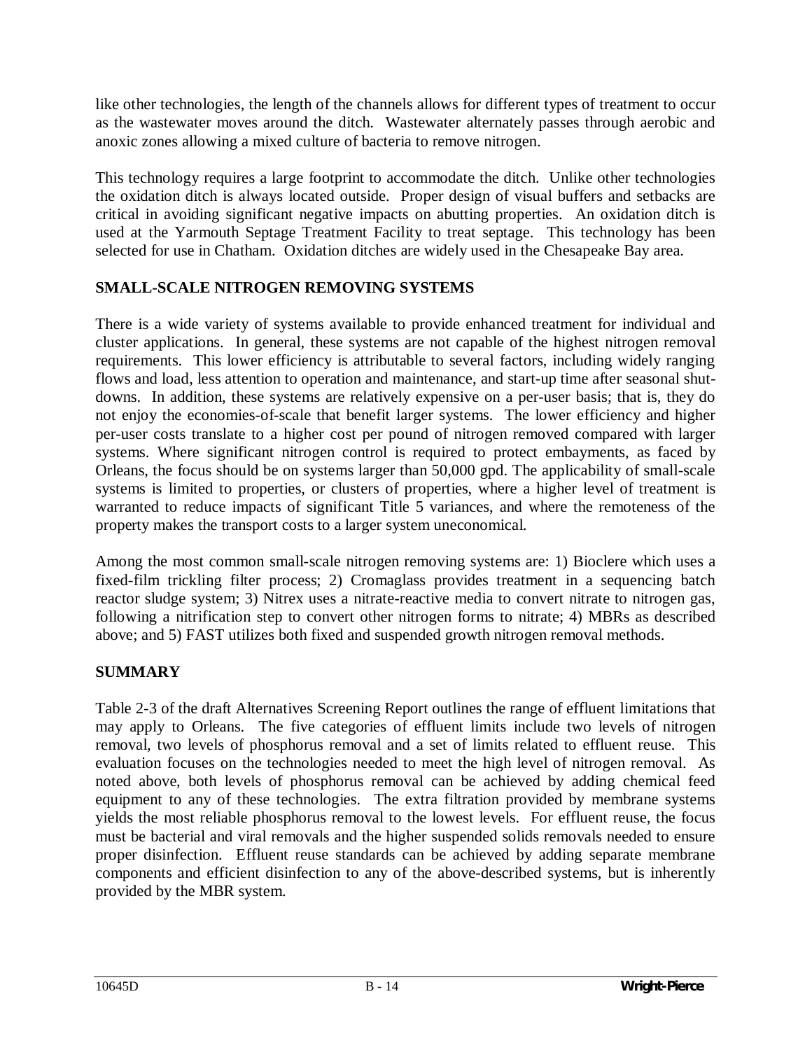like other technologies, the length of the channels allows for different types of treatment to occur as the wastewater moves around the ditch. Wastewater alternately passes through aerobic and anoxic zones allowing a mixed culture of bacteria to remove nitrogen.

This technology requires a large footprint to accommodate the ditch. Unlike other technologies the oxidation ditch is always located outside. Proper design of visual buffers and setbacks are critical in avoiding significant negative impacts on abutting properties. An oxidation ditch is used at the Yarmouth Septage Treatment Facility to treat septage. This technology has been selected for use in Chatham. Oxidation ditches are widely used in the Chesapeake Bay area.

## SMALL-SCALE NITROGEN REMOVING SYSTEMS

There is a wide variety of systems available to provide enhanced treatment for individual and cluster applications. In general, these systems are not capable of the highest nitrogen removal requirements. This lower efficiency is attributable to several factors, including widely ranging flows and load, less attention to operation and maintenance, and start-up time after seasonal shut-downs. In addition, these systems are relatively expensive on a per-user basis; that is, they do not enjoy the economies-of-scale that benefit larger systems. The lower efficiency and higher per-user costs translate to a higher cost per pound of nitrogen removed compared with larger systems. Where significant nitrogen control is required to protect embayments, as faced by Orleans, the focus should be on systems larger than 50,000 gpd. The applicability of small-scale systems is limited to properties, or clusters of properties, where a higher level of treatment is warranted to reduce impacts of significant Title 5 variances, and where the remoteness of the property makes the transport costs to a larger system uneconomical.

Among the most common small-scale nitrogen removing systems are: 1) Bioclere which uses a fixed-film trickling filter process; 2) Cromaglass provides treatment in a sequencing batch reactor sludge system; 3) Nitrex uses a nitrate-reactive media to convert nitrate to nitrogen gas, following a nitrification step to convert other nitrogen forms to nitrate; 4) MBRs as described above; and 5) FAST utilizes both fixed and suspended growth nitrogen removal methods.

## SUMMARY

Table 2-3 of the draft Alternatives Screening Report outlines the range of effluent limitations that may apply to Orleans. The five categories of effluent limits include two levels of nitrogen removal, two levels of phosphorus removal and a set of limits related to effluent reuse. This evaluation focuses on the technologies needed to meet the high level of nitrogen removal. As noted above, both levels of phosphorus removal can be achieved by adding chemical feed equipment to any of these technologies. The extra filtration provided by membrane systems yields the most reliable phosphorus removal to the lowest levels. For effluent reuse, the focus must be bacterial and viral removals and the higher suspended solids removals needed to ensure proper disinfection. Effluent reuse standards can be achieved by adding separate membrane components and efficient disinfection to any of the above-described systems, but is inherently provided by the MBR system.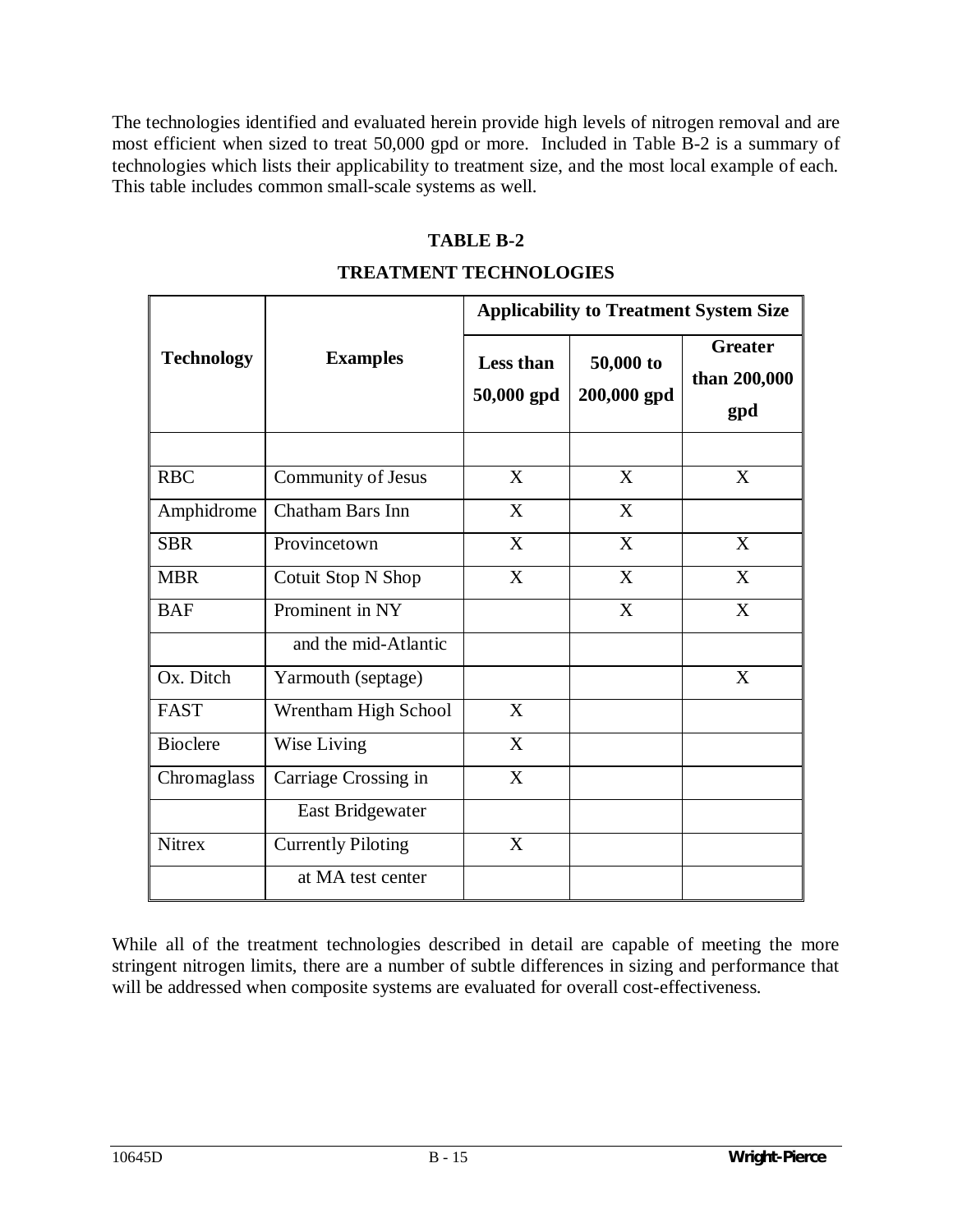The technologies identified and evaluated herein provide high levels of nitrogen removal and are most efficient when sized to treat 50,000 gpd or more. Included in Table B-2 is a summary of technologies which lists their applicability to treatment size, and the most local example of each. This table includes common small-scale systems as well.

**TABLE B-2**

**TREATMENT TECHNOLOGIES**

| Technology | Examples | Applicability to Treatment System Size | | |
|---|---|---|---|---|
| | | Less than 50,000 gpd | 50,000 to 200,000 gpd | Greater than 200,000 gpd |
| RBC | Community of Jesus | X | X | X |
| Amphidrome | Chatham Bars Inn | X | X | |
| SBR | Provincetown | X | X | X |
| MBR | Cotuit Stop N Shop | X | X | X |
| BAF | Prominent in NY and the mid-Atlantic | | X | X |
| Ox. Ditch | Yarmouth (septage) | | | X |
| FAST | Wrentham High School | X | | |
| Bioclere | Wise Living | X | | |
| Chromaglass | Carriage Crossing in East Bridgewater | X | | |
| Nitrex | Currently Piloting at MA test center | X | | |

While all of the treatment technologies described in detail are capable of meeting the more stringent nitrogen limits, there are a number of subtle differences in sizing and performance that will be addressed when composite systems are evaluated for overall cost-effectiveness.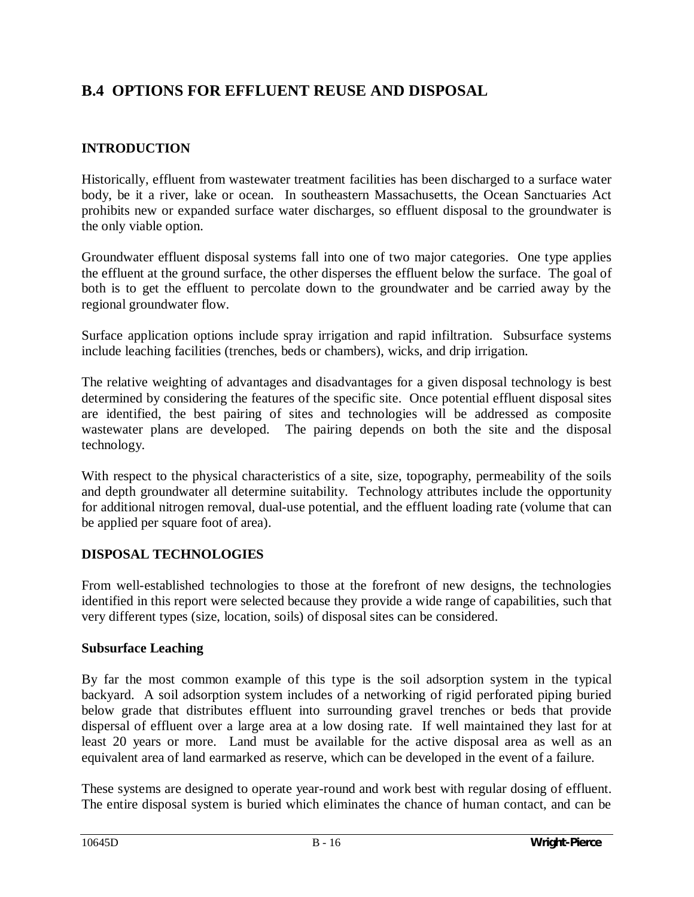## B.4 OPTIONS FOR EFFLUENT REUSE AND DISPOSAL

### INTRODUCTION

Historically, effluent from wastewater treatment facilities has been discharged to a surface water body, be it a river, lake or ocean. In southeastern Massachusetts, the Ocean Sanctuaries Act prohibits new or expanded surface water discharges, so effluent disposal to the groundwater is the only viable option.

Groundwater effluent disposal systems fall into one of two major categories. One type applies the effluent at the ground surface, the other disperses the effluent below the surface. The goal of both is to get the effluent to percolate down to the groundwater and be carried away by the regional groundwater flow.

Surface application options include spray irrigation and rapid infiltration. Subsurface systems include leaching facilities (trenches, beds or chambers), wicks, and drip irrigation.

The relative weighting of advantages and disadvantages for a given disposal technology is best determined by considering the features of the specific site. Once potential effluent disposal sites are identified, the best pairing of sites and technologies will be addressed as composite wastewater plans are developed. The pairing depends on both the site and the disposal technology.

With respect to the physical characteristics of a site, size, topography, permeability of the soils and depth groundwater all determine suitability. Technology attributes include the opportunity for additional nitrogen removal, dual-use potential, and the effluent loading rate (volume that can be applied per square foot of area).

### DISPOSAL TECHNOLOGIES

From well-established technologies to those at the forefront of new designs, the technologies identified in this report were selected because they provide a wide range of capabilities, such that very different types (size, location, soils) of disposal sites can be considered.

#### Subsurface Leaching

By far the most common example of this type is the soil adsorption system in the typical backyard. A soil adsorption system includes of a networking of rigid perforated piping buried below grade that distributes effluent into surrounding gravel trenches or beds that provide dispersal of effluent over a large area at a low dosing rate. If well maintained they last for at least 20 years or more. Land must be available for the active disposal area as well as an equivalent area of land earmarked as reserve, which can be developed in the event of a failure.

These systems are designed to operate year-round and work best with regular dosing of effluent. The entire disposal system is buried which eliminates the chance of human contact, and can be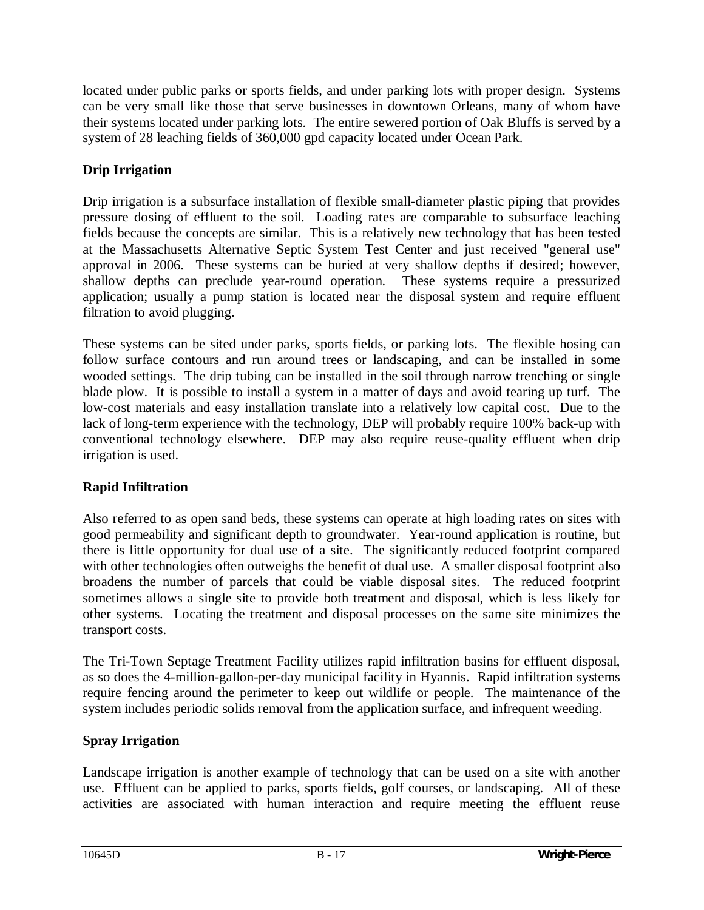located under public parks or sports fields, and under parking lots with proper design. Systems can be very small like those that serve businesses in downtown Orleans, many of whom have their systems located under parking lots. The entire sewered portion of Oak Bluffs is served by a system of 28 leaching fields of 360,000 gpd capacity located under Ocean Park.

**Drip Irrigation**

Drip irrigation is a subsurface installation of flexible small-diameter plastic piping that provides pressure dosing of effluent to the soil. Loading rates are comparable to subsurface leaching fields because the concepts are similar. This is a relatively new technology that has been tested at the Massachusetts Alternative Septic System Test Center and just received "general use" approval in 2006. These systems can be buried at very shallow depths if desired; however, shallow depths can preclude year-round operation. These systems require a pressurized application; usually a pump station is located near the disposal system and require effluent filtration to avoid plugging.

These systems can be sited under parks, sports fields, or parking lots. The flexible hosing can follow surface contours and run around trees or landscaping, and can be installed in some wooded settings. The drip tubing can be installed in the soil through narrow trenching or single blade plow. It is possible to install a system in a matter of days and avoid tearing up turf. The low-cost materials and easy installation translate into a relatively low capital cost. Due to the lack of long-term experience with the technology, DEP will probably require 100% back-up with conventional technology elsewhere. DEP may also require reuse-quality effluent when drip irrigation is used.

**Rapid Infiltration**

Also referred to as open sand beds, these systems can operate at high loading rates on sites with good permeability and significant depth to groundwater. Year-round application is routine, but there is little opportunity for dual use of a site. The significantly reduced footprint compared with other technologies often outweighs the benefit of dual use. A smaller disposal footprint also broadens the number of parcels that could be viable disposal sites. The reduced footprint sometimes allows a single site to provide both treatment and disposal, which is less likely for other systems. Locating the treatment and disposal processes on the same site minimizes the transport costs.

The Tri-Town Septage Treatment Facility utilizes rapid infiltration basins for effluent disposal, as so does the 4-million-gallon-per-day municipal facility in Hyannis. Rapid infiltration systems require fencing around the perimeter to keep out wildlife or people. The maintenance of the system includes periodic solids removal from the application surface, and infrequent weeding.

**Spray Irrigation**

Landscape irrigation is another example of technology that can be used on a site with another use. Effluent can be applied to parks, sports fields, golf courses, or landscaping. All of these activities are associated with human interaction and require meeting the effluent reuse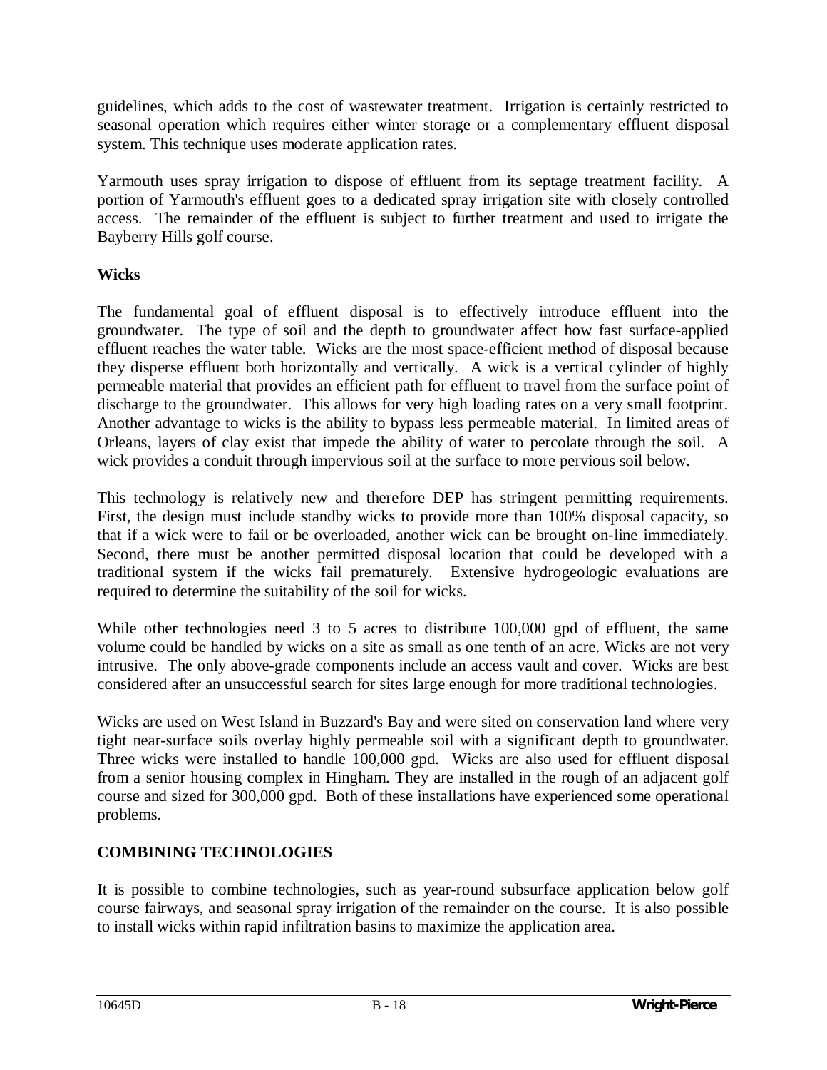guidelines, which adds to the cost of wastewater treatment. Irrigation is certainly restricted to seasonal operation which requires either winter storage or a complementary effluent disposal system. This technique uses moderate application rates.

Yarmouth uses spray irrigation to dispose of effluent from its septage treatment facility. A portion of Yarmouth's effluent goes to a dedicated spray irrigation site with closely controlled access. The remainder of the effluent is subject to further treatment and used to irrigate the Bayberry Hills golf course.

**Wicks**

The fundamental goal of effluent disposal is to effectively introduce effluent into the groundwater. The type of soil and the depth to groundwater affect how fast surface-applied effluent reaches the water table. Wicks are the most space-efficient method of disposal because they disperse effluent both horizontally and vertically. A wick is a vertical cylinder of highly permeable material that provides an efficient path for effluent to travel from the surface point of discharge to the groundwater. This allows for very high loading rates on a very small footprint. Another advantage to wicks is the ability to bypass less permeable material. In limited areas of Orleans, layers of clay exist that impede the ability of water to percolate through the soil. A wick provides a conduit through impervious soil at the surface to more pervious soil below.

This technology is relatively new and therefore DEP has stringent permitting requirements. First, the design must include standby wicks to provide more than 100% disposal capacity, so that if a wick were to fail or be overloaded, another wick can be brought on-line immediately. Second, there must be another permitted disposal location that could be developed with a traditional system if the wicks fail prematurely. Extensive hydrogeologic evaluations are required to determine the suitability of the soil for wicks.

While other technologies need 3 to 5 acres to distribute 100,000 gpd of effluent, the same volume could be handled by wicks on a site as small as one tenth of an acre. Wicks are not very intrusive. The only above-grade components include an access vault and cover. Wicks are best considered after an unsuccessful search for sites large enough for more traditional technologies.

Wicks are used on West Island in Buzzard's Bay and were sited on conservation land where very tight near-surface soils overlay highly permeable soil with a significant depth to groundwater. Three wicks were installed to handle 100,000 gpd. Wicks are also used for effluent disposal from a senior housing complex in Hingham. They are installed in the rough of an adjacent golf course and sized for 300,000 gpd. Both of these installations have experienced some operational problems.

## COMBINING TECHNOLOGIES

It is possible to combine technologies, such as year-round subsurface application below golf course fairways, and seasonal spray irrigation of the remainder on the course. It is also possible to install wicks within rapid infiltration basins to maximize the application area.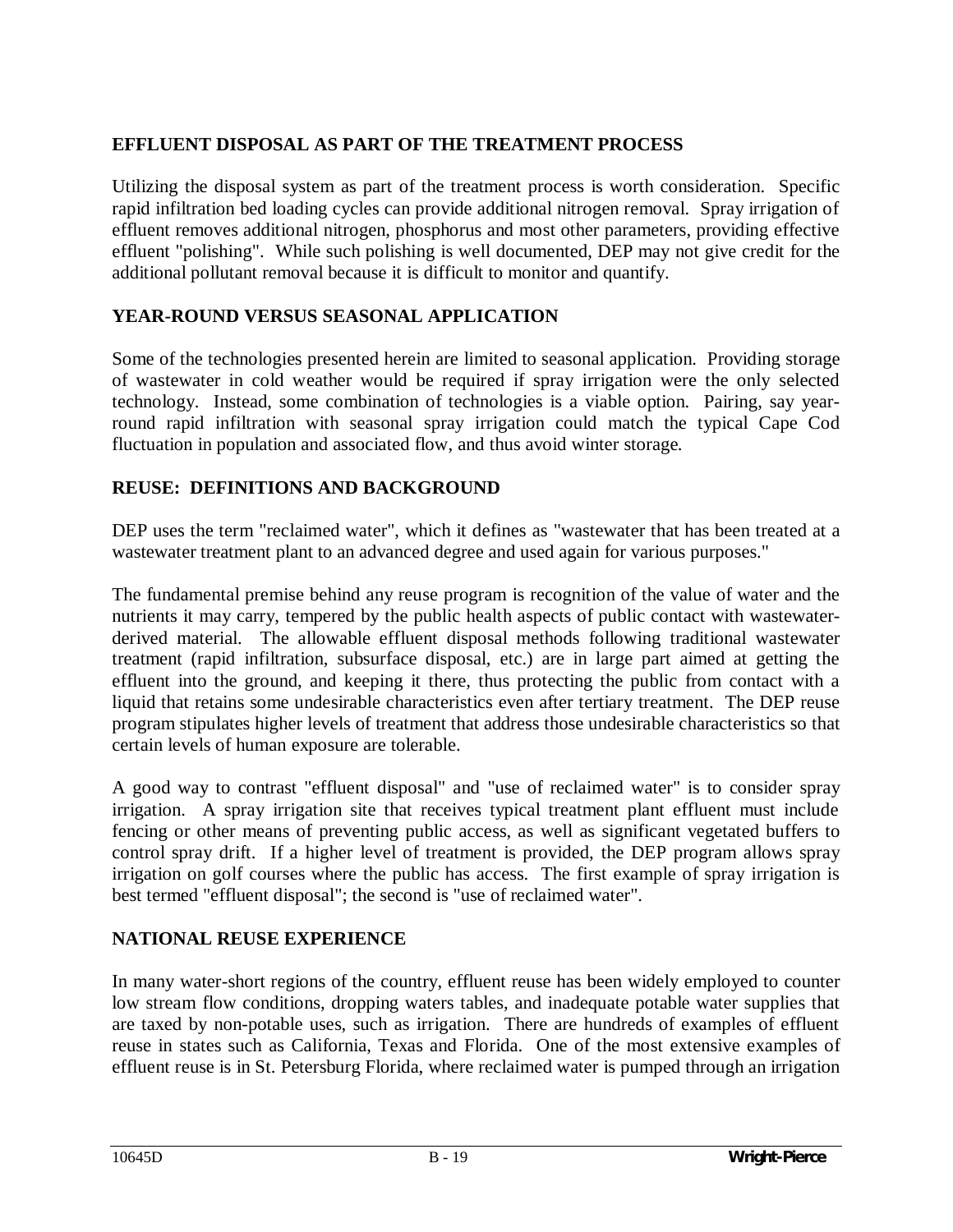## EFFLUENT DISPOSAL AS PART OF THE TREATMENT PROCESS

Utilizing the disposal system as part of the treatment process is worth consideration. Specific rapid infiltration bed loading cycles can provide additional nitrogen removal. Spray irrigation of effluent removes additional nitrogen, phosphorus and most other parameters, providing effective effluent "polishing". While such polishing is well documented, DEP may not give credit for the additional pollutant removal because it is difficult to monitor and quantify.

## YEAR-ROUND VERSUS SEASONAL APPLICATION

Some of the technologies presented herein are limited to seasonal application. Providing storage of wastewater in cold weather would be required if spray irrigation were the only selected technology. Instead, some combination of technologies is a viable option. Pairing, say year-round rapid infiltration with seasonal spray irrigation could match the typical Cape Cod fluctuation in population and associated flow, and thus avoid winter storage.

## REUSE: DEFINITIONS AND BACKGROUND

DEP uses the term "reclaimed water", which it defines as "wastewater that has been treated at a wastewater treatment plant to an advanced degree and used again for various purposes."

The fundamental premise behind any reuse program is recognition of the value of water and the nutrients it may carry, tempered by the public health aspects of public contact with wastewater-derived material. The allowable effluent disposal methods following traditional wastewater treatment (rapid infiltration, subsurface disposal, etc.) are in large part aimed at getting the effluent into the ground, and keeping it there, thus protecting the public from contact with a liquid that retains some undesirable characteristics even after tertiary treatment. The DEP reuse program stipulates higher levels of treatment that address those undesirable characteristics so that certain levels of human exposure are tolerable.

A good way to contrast "effluent disposal" and "use of reclaimed water" is to consider spray irrigation. A spray irrigation site that receives typical treatment plant effluent must include fencing or other means of preventing public access, as well as significant vegetated buffers to control spray drift. If a higher level of treatment is provided, the DEP program allows spray irrigation on golf courses where the public has access. The first example of spray irrigation is best termed "effluent disposal"; the second is "use of reclaimed water".

## NATIONAL REUSE EXPERIENCE

In many water-short regions of the country, effluent reuse has been widely employed to counter low stream flow conditions, dropping waters tables, and inadequate potable water supplies that are taxed by non-potable uses, such as irrigation. There are hundreds of examples of effluent reuse in states such as California, Texas and Florida. One of the most extensive examples of effluent reuse is in St. Petersburg Florida, where reclaimed water is pumped through an irrigation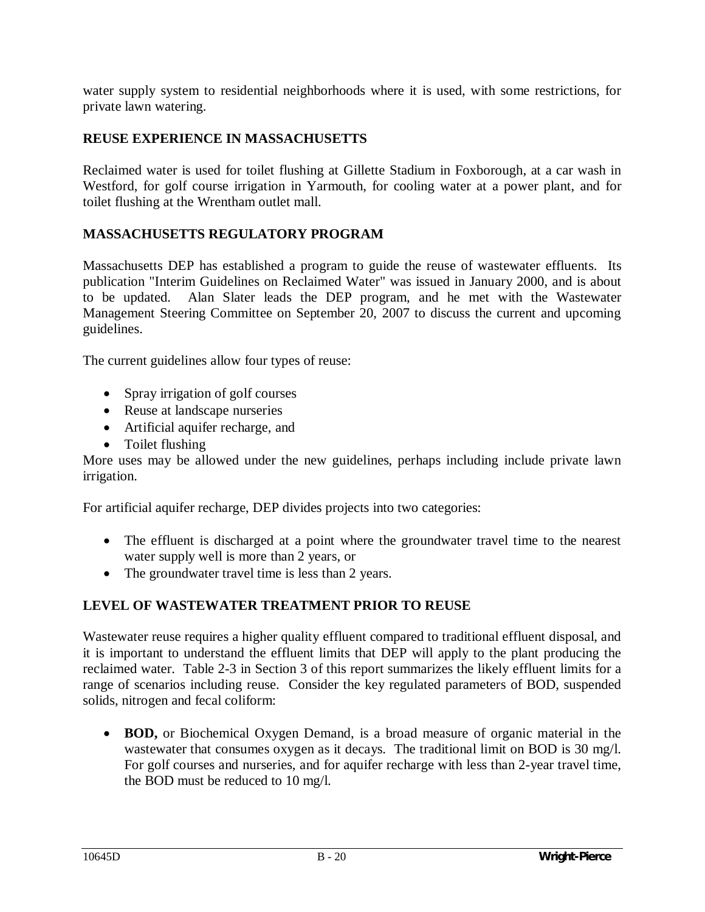water supply system to residential neighborhoods where it is used, with some restrictions, for private lawn watering.

## REUSE EXPERIENCE IN MASSACHUSETTS

Reclaimed water is used for toilet flushing at Gillette Stadium in Foxborough, at a car wash in Westford, for golf course irrigation in Yarmouth, for cooling water at a power plant, and for toilet flushing at the Wrentham outlet mall.

## MASSACHUSETTS REGULATORY PROGRAM

Massachusetts DEP has established a program to guide the reuse of wastewater effluents. Its publication "Interim Guidelines on Reclaimed Water" was issued in January 2000, and is about to be updated. Alan Slater leads the DEP program, and he met with the Wastewater Management Steering Committee on September 20, 2007 to discuss the current and upcoming guidelines.

The current guidelines allow four types of reuse:

- Spray irrigation of golf courses
- Reuse at landscape nurseries
- Artificial aquifer recharge, and
- Toilet flushing

More uses may be allowed under the new guidelines, perhaps including include private lawn irrigation.

For artificial aquifer recharge, DEP divides projects into two categories:

- The effluent is discharged at a point where the groundwater travel time to the nearest water supply well is more than 2 years, or
- The groundwater travel time is less than 2 years.

## LEVEL OF WASTEWATER TREATMENT PRIOR TO REUSE

Wastewater reuse requires a higher quality effluent compared to traditional effluent disposal, and it is important to understand the effluent limits that DEP will apply to the plant producing the reclaimed water. Table 2-3 in Section 3 of this report summarizes the likely effluent limits for a range of scenarios including reuse. Consider the key regulated parameters of BOD, suspended solids, nitrogen and fecal coliform:

- **BOD,** or Biochemical Oxygen Demand, is a broad measure of organic material in the wastewater that consumes oxygen as it decays. The traditional limit on BOD is 30 mg/l. For golf courses and nurseries, and for aquifer recharge with less than 2-year travel time, the BOD must be reduced to 10 mg/l.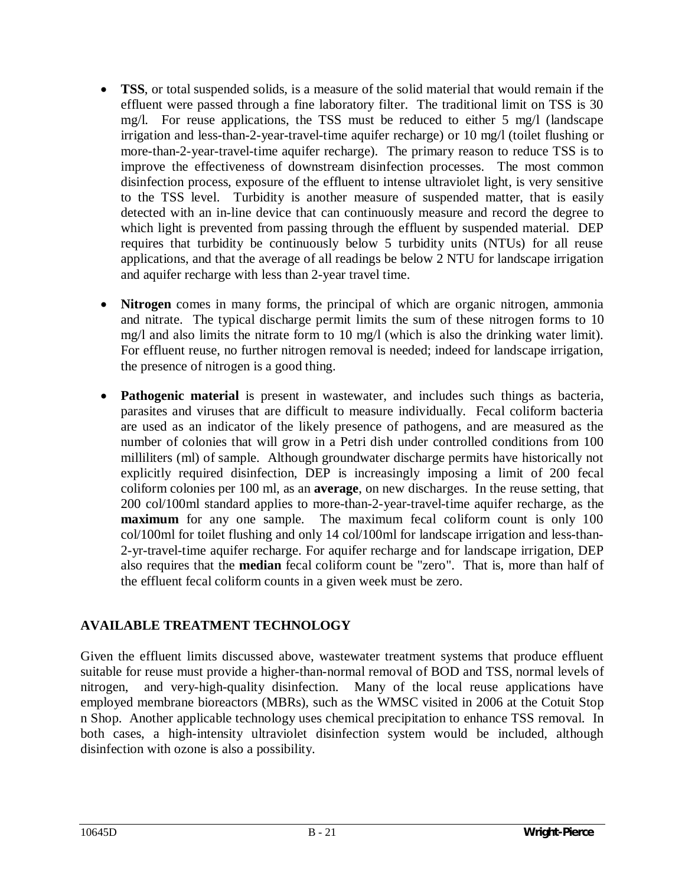- **TSS**, or total suspended solids, is a measure of the solid material that would remain if the effluent were passed through a fine laboratory filter. The traditional limit on TSS is 30 mg/l. For reuse applications, the TSS must be reduced to either 5 mg/l (landscape irrigation and less-than-2-year-travel-time aquifer recharge) or 10 mg/l (toilet flushing or more-than-2-year-travel-time aquifer recharge). The primary reason to reduce TSS is to improve the effectiveness of downstream disinfection processes. The most common disinfection process, exposure of the effluent to intense ultraviolet light, is very sensitive to the TSS level. Turbidity is another measure of suspended matter, that is easily detected with an in-line device that can continuously measure and record the degree to which light is prevented from passing through the effluent by suspended material. DEP requires that turbidity be continuously below 5 turbidity units (NTUs) for all reuse applications, and that the average of all readings be below 2 NTU for landscape irrigation and aquifer recharge with less than 2-year travel time.

- **Nitrogen** comes in many forms, the principal of which are organic nitrogen, ammonia and nitrate. The typical discharge permit limits the sum of these nitrogen forms to 10 mg/l and also limits the nitrate form to 10 mg/l (which is also the drinking water limit). For effluent reuse, no further nitrogen removal is needed; indeed for landscape irrigation, the presence of nitrogen is a good thing.

- **Pathogenic material** is present in wastewater, and includes such things as bacteria, parasites and viruses that are difficult to measure individually. Fecal coliform bacteria are used as an indicator of the likely presence of pathogens, and are measured as the number of colonies that will grow in a Petri dish under controlled conditions from 100 milliliters (ml) of sample. Although groundwater discharge permits have historically not explicitly required disinfection, DEP is increasingly imposing a limit of 200 fecal coliform colonies per 100 ml, as an **average**, on new discharges. In the reuse setting, that 200 col/100ml standard applies to more-than-2-year-travel-time aquifer recharge, as the **maximum** for any one sample. The maximum fecal coliform count is only 100 col/100ml for toilet flushing and only 14 col/100ml for landscape irrigation and less-than-2-yr-travel-time aquifer recharge. For aquifer recharge and for landscape irrigation, DEP also requires that the **median** fecal coliform count be "zero". That is, more than half of the effluent fecal coliform counts in a given week must be zero.

## AVAILABLE TREATMENT TECHNOLOGY

Given the effluent limits discussed above, wastewater treatment systems that produce effluent suitable for reuse must provide a higher-than-normal removal of BOD and TSS, normal levels of nitrogen, and very-high-quality disinfection. Many of the local reuse applications have employed membrane bioreactors (MBRs), such as the WMSC visited in 2006 at the Cotuit Stop n Shop. Another applicable technology uses chemical precipitation to enhance TSS removal. In both cases, a high-intensity ultraviolet disinfection system would be included, although disinfection with ozone is also a possibility.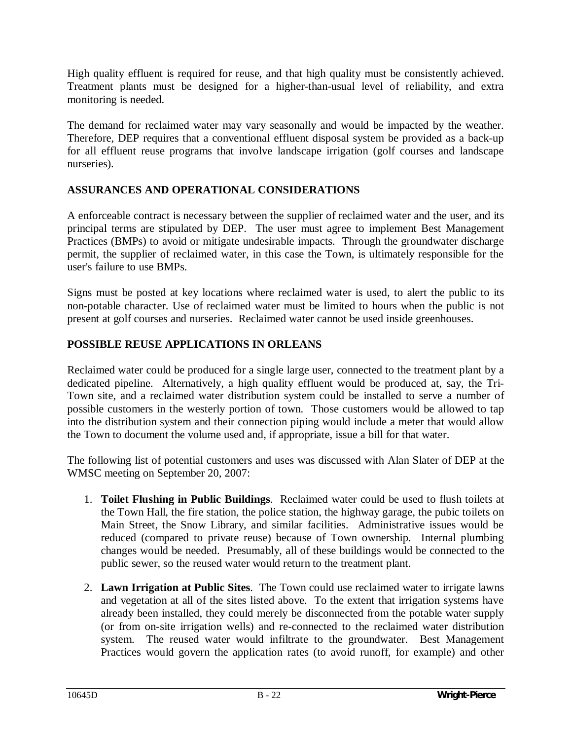High quality effluent is required for reuse, and that high quality must be consistently achieved. Treatment plants must be designed for a higher-than-usual level of reliability, and extra monitoring is needed.

The demand for reclaimed water may vary seasonally and would be impacted by the weather. Therefore, DEP requires that a conventional effluent disposal system be provided as a back-up for all effluent reuse programs that involve landscape irrigation (golf courses and landscape nurseries).

## ASSURANCES AND OPERATIONAL CONSIDERATIONS

A enforceable contract is necessary between the supplier of reclaimed water and the user, and its principal terms are stipulated by DEP. The user must agree to implement Best Management Practices (BMPs) to avoid or mitigate undesirable impacts. Through the groundwater discharge permit, the supplier of reclaimed water, in this case the Town, is ultimately responsible for the user's failure to use BMPs.

Signs must be posted at key locations where reclaimed water is used, to alert the public to its non-potable character. Use of reclaimed water must be limited to hours when the public is not present at golf courses and nurseries. Reclaimed water cannot be used inside greenhouses.

## POSSIBLE REUSE APPLICATIONS IN ORLEANS

Reclaimed water could be produced for a single large user, connected to the treatment plant by a dedicated pipeline. Alternatively, a high quality effluent would be produced at, say, the Tri-Town site, and a reclaimed water distribution system could be installed to serve a number of possible customers in the westerly portion of town. Those customers would be allowed to tap into the distribution system and their connection piping would include a meter that would allow the Town to document the volume used and, if appropriate, issue a bill for that water.

The following list of potential customers and uses was discussed with Alan Slater of DEP at the WMSC meeting on September 20, 2007:

1. **Toilet Flushing in Public Buildings**. Reclaimed water could be used to flush toilets at the Town Hall, the fire station, the police station, the highway garage, the pubic toilets on Main Street, the Snow Library, and similar facilities. Administrative issues would be reduced (compared to private reuse) because of Town ownership. Internal plumbing changes would be needed. Presumably, all of these buildings would be connected to the public sewer, so the reused water would return to the treatment plant.

2. **Lawn Irrigation at Public Sites**. The Town could use reclaimed water to irrigate lawns and vegetation at all of the sites listed above. To the extent that irrigation systems have already been installed, they could merely be disconnected from the potable water supply (or from on-site irrigation wells) and re-connected to the reclaimed water distribution system. The reused water would infiltrate to the groundwater. Best Management Practices would govern the application rates (to avoid runoff, for example) and other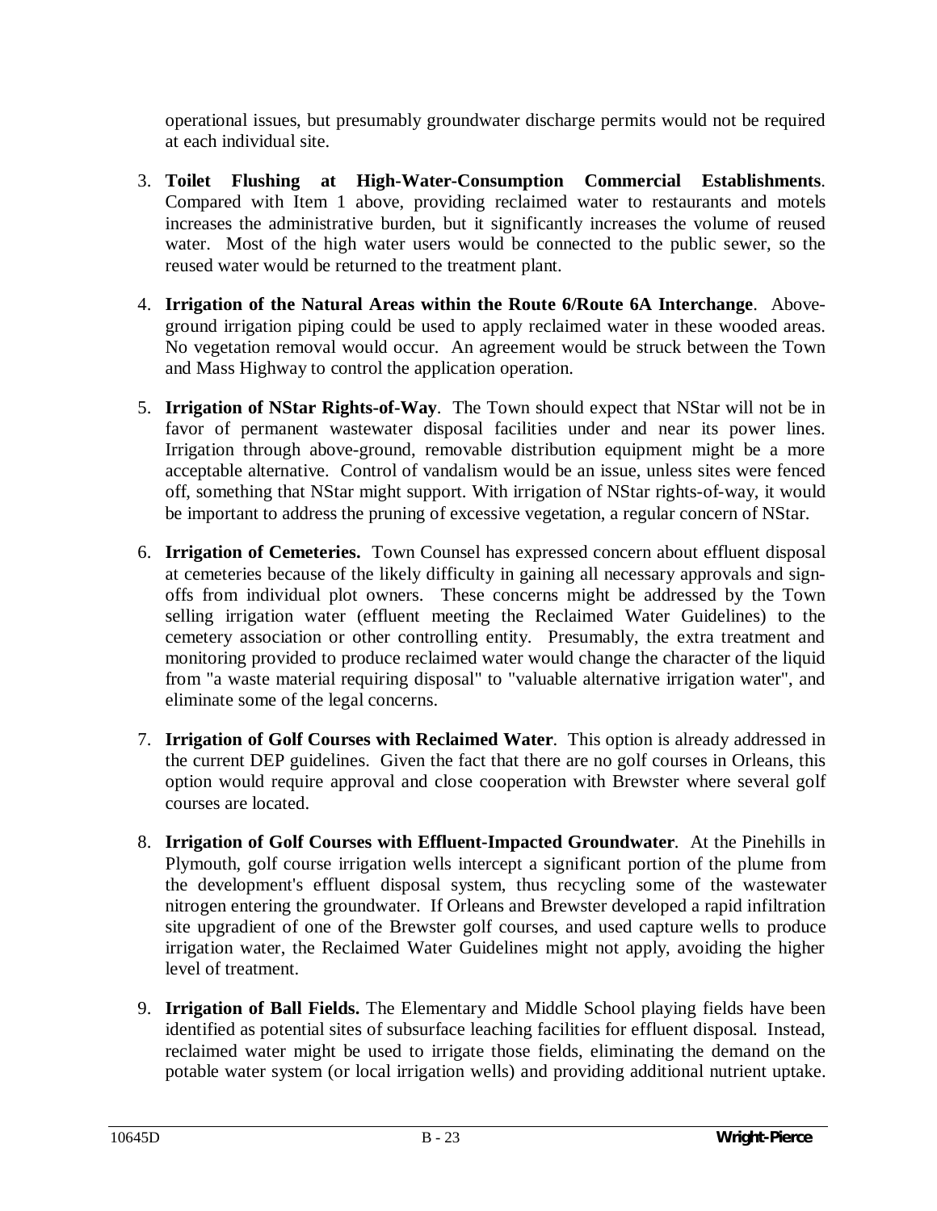operational issues, but presumably groundwater discharge permits would not be required at each individual site.

3. **Toilet Flushing at High-Water-Consumption Commercial Establishments**. Compared with Item 1 above, providing reclaimed water to restaurants and motels increases the administrative burden, but it significantly increases the volume of reused water. Most of the high water users would be connected to the public sewer, so the reused water would be returned to the treatment plant.

4. **Irrigation of the Natural Areas within the Route 6/Route 6A Interchange**. Above-ground irrigation piping could be used to apply reclaimed water in these wooded areas. No vegetation removal would occur. An agreement would be struck between the Town and Mass Highway to control the application operation.

5. **Irrigation of NStar Rights-of-Way**. The Town should expect that NStar will not be in favor of permanent wastewater disposal facilities under and near its power lines. Irrigation through above-ground, removable distribution equipment might be a more acceptable alternative. Control of vandalism would be an issue, unless sites were fenced off, something that NStar might support. With irrigation of NStar rights-of-way, it would be important to address the pruning of excessive vegetation, a regular concern of NStar.

6. **Irrigation of Cemeteries.** Town Counsel has expressed concern about effluent disposal at cemeteries because of the likely difficulty in gaining all necessary approvals and sign-offs from individual plot owners. These concerns might be addressed by the Town selling irrigation water (effluent meeting the Reclaimed Water Guidelines) to the cemetery association or other controlling entity. Presumably, the extra treatment and monitoring provided to produce reclaimed water would change the character of the liquid from "a waste material requiring disposal" to "valuable alternative irrigation water", and eliminate some of the legal concerns.

7. **Irrigation of Golf Courses with Reclaimed Water**. This option is already addressed in the current DEP guidelines. Given the fact that there are no golf courses in Orleans, this option would require approval and close cooperation with Brewster where several golf courses are located.

8. **Irrigation of Golf Courses with Effluent-Impacted Groundwater**. At the Pinehills in Plymouth, golf course irrigation wells intercept a significant portion of the plume from the development's effluent disposal system, thus recycling some of the wastewater nitrogen entering the groundwater. If Orleans and Brewster developed a rapid infiltration site upgradient of one of the Brewster golf courses, and used capture wells to produce irrigation water, the Reclaimed Water Guidelines might not apply, avoiding the higher level of treatment.

9. **Irrigation of Ball Fields.** The Elementary and Middle School playing fields have been identified as potential sites of subsurface leaching facilities for effluent disposal. Instead, reclaimed water might be used to irrigate those fields, eliminating the demand on the potable water system (or local irrigation wells) and providing additional nutrient uptake.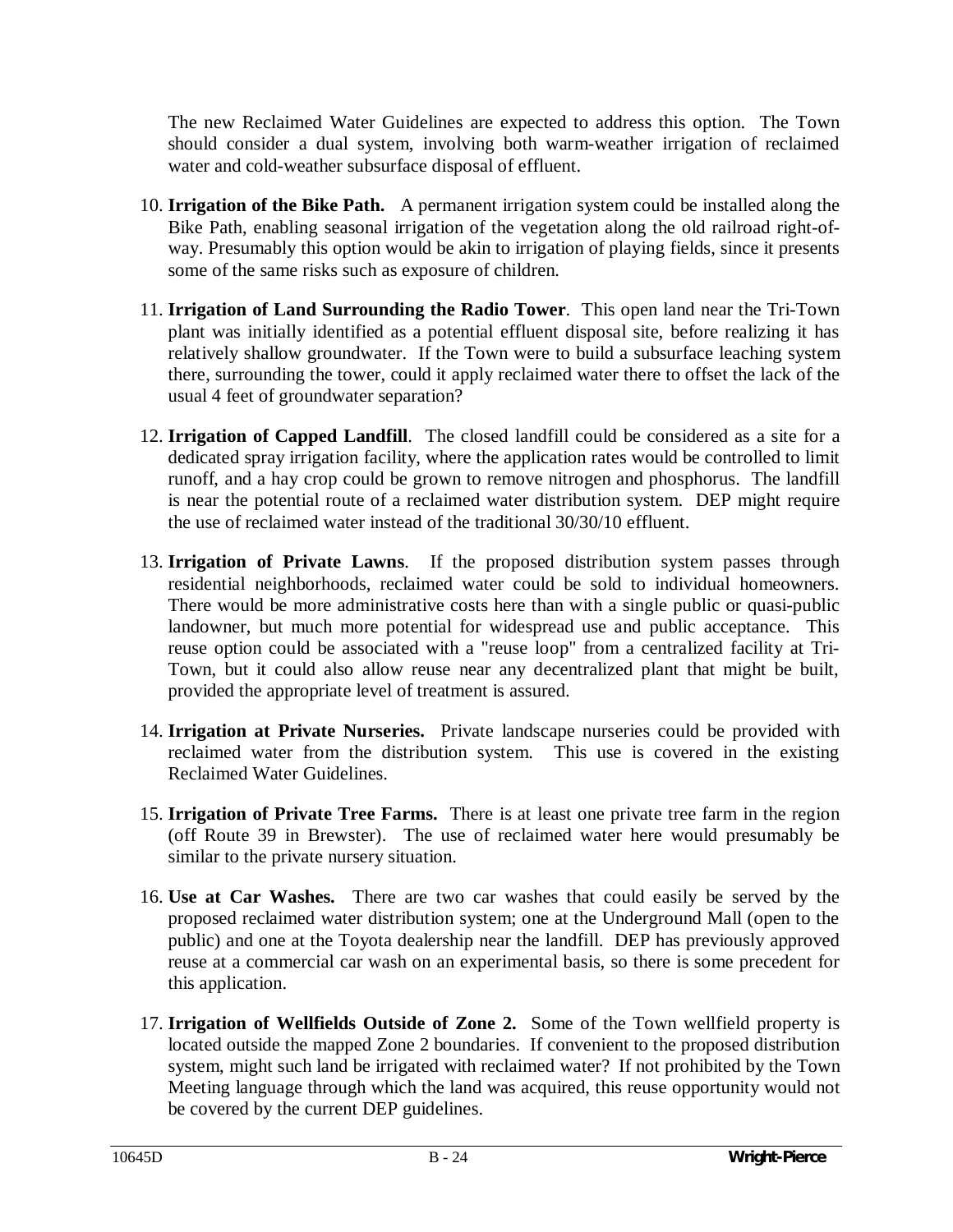The new Reclaimed Water Guidelines are expected to address this option. The Town should consider a dual system, involving both warm-weather irrigation of reclaimed water and cold-weather subsurface disposal of effluent.

10. **Irrigation of the Bike Path.** A permanent irrigation system could be installed along the Bike Path, enabling seasonal irrigation of the vegetation along the old railroad right-of-way. Presumably this option would be akin to irrigation of playing fields, since it presents some of the same risks such as exposure of children.

11. **Irrigation of Land Surrounding the Radio Tower**. This open land near the Tri-Town plant was initially identified as a potential effluent disposal site, before realizing it has relatively shallow groundwater. If the Town were to build a subsurface leaching system there, surrounding the tower, could it apply reclaimed water there to offset the lack of the usual 4 feet of groundwater separation?

12. **Irrigation of Capped Landfill**. The closed landfill could be considered as a site for a dedicated spray irrigation facility, where the application rates would be controlled to limit runoff, and a hay crop could be grown to remove nitrogen and phosphorus. The landfill is near the potential route of a reclaimed water distribution system. DEP might require the use of reclaimed water instead of the traditional 30/30/10 effluent.

13. **Irrigation of Private Lawns**. If the proposed distribution system passes through residential neighborhoods, reclaimed water could be sold to individual homeowners. There would be more administrative costs here than with a single public or quasi-public landowner, but much more potential for widespread use and public acceptance. This reuse option could be associated with a "reuse loop" from a centralized facility at Tri-Town, but it could also allow reuse near any decentralized plant that might be built, provided the appropriate level of treatment is assured.

14. **Irrigation at Private Nurseries.** Private landscape nurseries could be provided with reclaimed water from the distribution system. This use is covered in the existing Reclaimed Water Guidelines.

15. **Irrigation of Private Tree Farms.** There is at least one private tree farm in the region (off Route 39 in Brewster). The use of reclaimed water here would presumably be similar to the private nursery situation.

16. **Use at Car Washes.** There are two car washes that could easily be served by the proposed reclaimed water distribution system; one at the Underground Mall (open to the public) and one at the Toyota dealership near the landfill. DEP has previously approved reuse at a commercial car wash on an experimental basis, so there is some precedent for this application.

17. **Irrigation of Wellfields Outside of Zone 2.** Some of the Town wellfield property is located outside the mapped Zone 2 boundaries. If convenient to the proposed distribution system, might such land be irrigated with reclaimed water? If not prohibited by the Town Meeting language through which the land was acquired, this reuse opportunity would not be covered by the current DEP guidelines.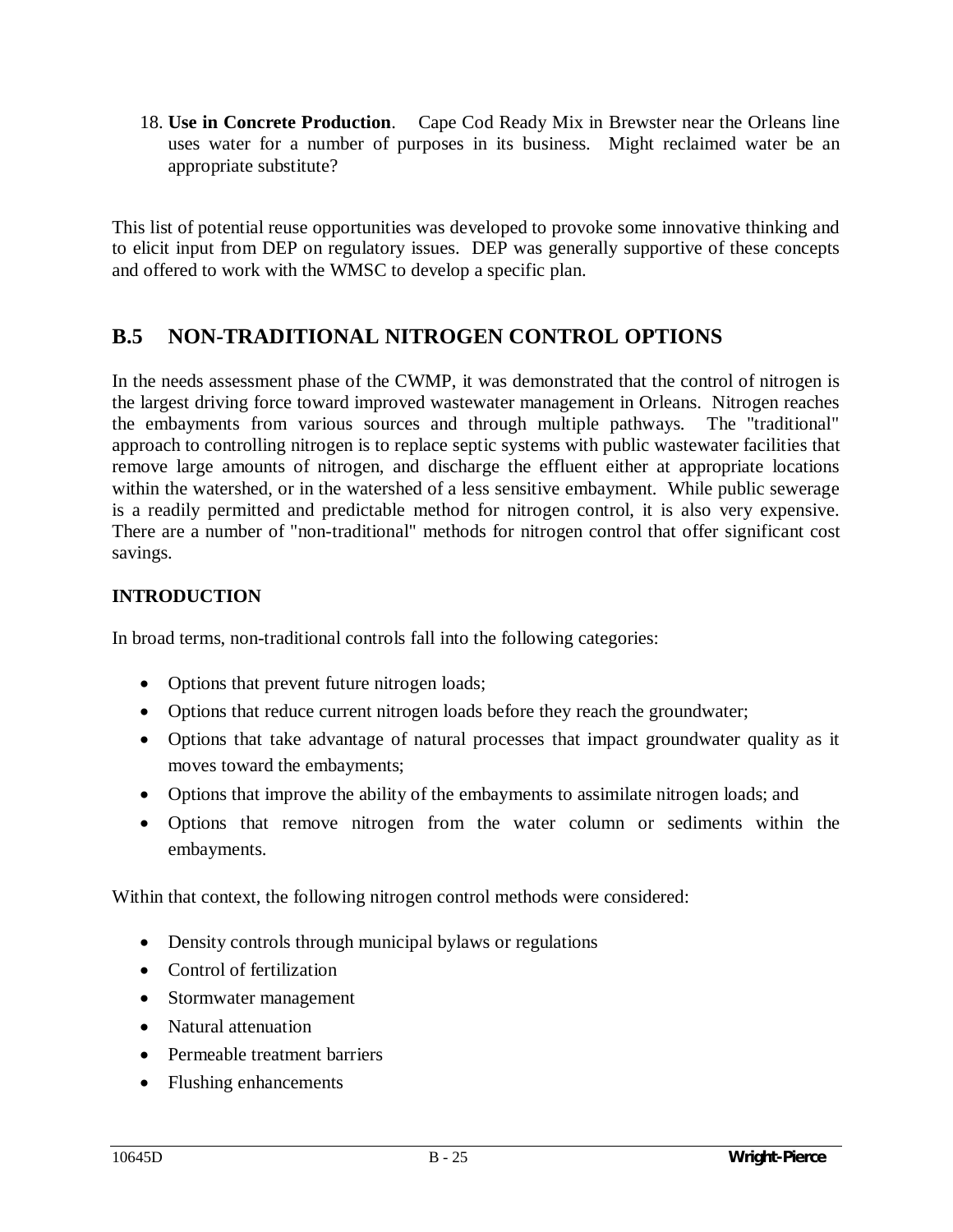18. **Use in Concrete Production**. Cape Cod Ready Mix in Brewster near the Orleans line uses water for a number of purposes in its business. Might reclaimed water be an appropriate substitute?

This list of potential reuse opportunities was developed to provoke some innovative thinking and to elicit input from DEP on regulatory issues. DEP was generally supportive of these concepts and offered to work with the WMSC to develop a specific plan.

## B.5 NON-TRADITIONAL NITROGEN CONTROL OPTIONS

In the needs assessment phase of the CWMP, it was demonstrated that the control of nitrogen is the largest driving force toward improved wastewater management in Orleans. Nitrogen reaches the embayments from various sources and through multiple pathways. The "traditional" approach to controlling nitrogen is to replace septic systems with public wastewater facilities that remove large amounts of nitrogen, and discharge the effluent either at appropriate locations within the watershed, or in the watershed of a less sensitive embayment. While public sewerage is a readily permitted and predictable method for nitrogen control, it is also very expensive. There are a number of "non-traditional" methods for nitrogen control that offer significant cost savings.

### INTRODUCTION

In broad terms, non-traditional controls fall into the following categories:

- Options that prevent future nitrogen loads;
- Options that reduce current nitrogen loads before they reach the groundwater;
- Options that take advantage of natural processes that impact groundwater quality as it moves toward the embayments;
- Options that improve the ability of the embayments to assimilate nitrogen loads; and
- Options that remove nitrogen from the water column or sediments within the embayments.

Within that context, the following nitrogen control methods were considered:

- Density controls through municipal bylaws or regulations
- Control of fertilization
- Stormwater management
- Natural attenuation
- Permeable treatment barriers
- Flushing enhancements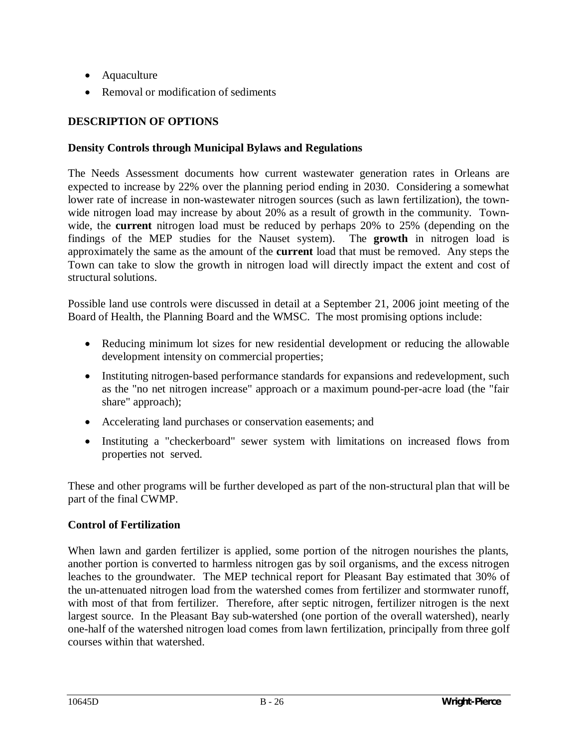- Aquaculture
- Removal or modification of sediments

## DESCRIPTION OF OPTIONS

### Density Controls through Municipal Bylaws and Regulations

The Needs Assessment documents how current wastewater generation rates in Orleans are expected to increase by 22% over the planning period ending in 2030. Considering a somewhat lower rate of increase in non-wastewater nitrogen sources (such as lawn fertilization), the town-wide nitrogen load may increase by about 20% as a result of growth in the community. Town-wide, the **current** nitrogen load must be reduced by perhaps 20% to 25% (depending on the findings of the MEP studies for the Nauset system). The **growth** in nitrogen load is approximately the same as the amount of the **current** load that must be removed. Any steps the Town can take to slow the growth in nitrogen load will directly impact the extent and cost of structural solutions.

Possible land use controls were discussed in detail at a September 21, 2006 joint meeting of the Board of Health, the Planning Board and the WMSC. The most promising options include:

- Reducing minimum lot sizes for new residential development or reducing the allowable development intensity on commercial properties;
- Instituting nitrogen-based performance standards for expansions and redevelopment, such as the "no net nitrogen increase" approach or a maximum pound-per-acre load (the "fair share" approach);
- Accelerating land purchases or conservation easements; and
- Instituting a "checkerboard" sewer system with limitations on increased flows from properties not served.

These and other programs will be further developed as part of the non-structural plan that will be part of the final CWMP.

### Control of Fertilization

When lawn and garden fertilizer is applied, some portion of the nitrogen nourishes the plants, another portion is converted to harmless nitrogen gas by soil organisms, and the excess nitrogen leaches to the groundwater. The MEP technical report for Pleasant Bay estimated that 30% of the un-attenuated nitrogen load from the watershed comes from fertilizer and stormwater runoff, with most of that from fertilizer. Therefore, after septic nitrogen, fertilizer nitrogen is the next largest source. In the Pleasant Bay sub-watershed (one portion of the overall watershed), nearly one-half of the watershed nitrogen load comes from lawn fertilization, principally from three golf courses within that watershed.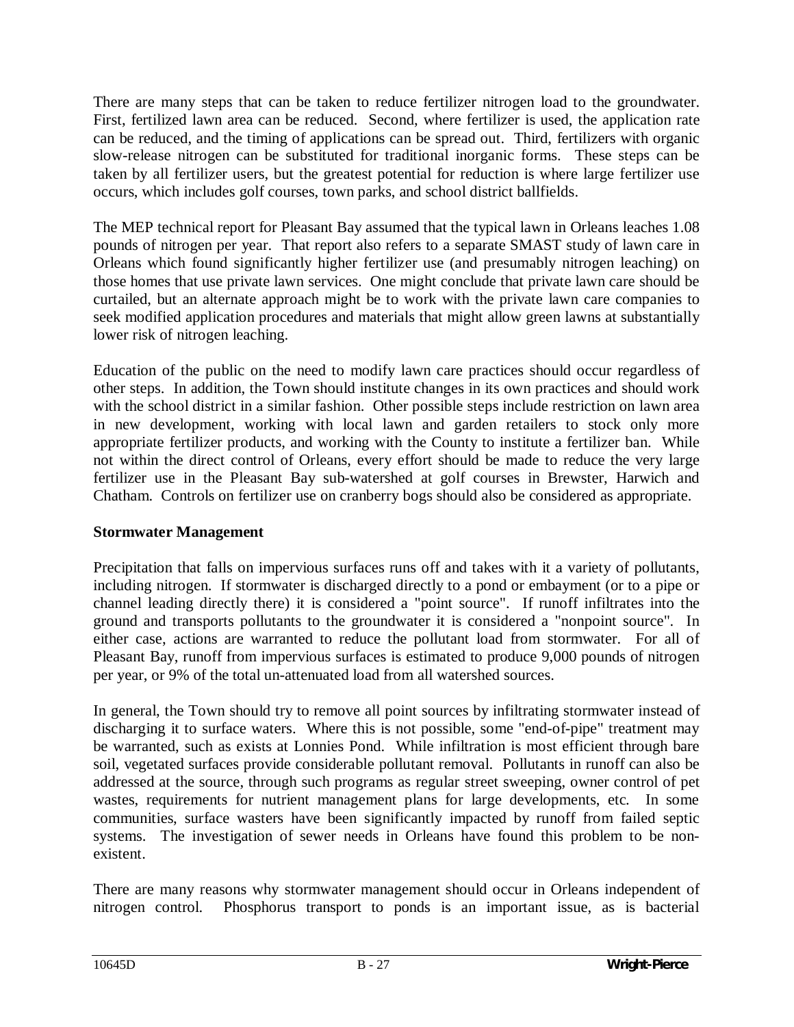There are many steps that can be taken to reduce fertilizer nitrogen load to the groundwater. First, fertilized lawn area can be reduced. Second, where fertilizer is used, the application rate can be reduced, and the timing of applications can be spread out. Third, fertilizers with organic slow-release nitrogen can be substituted for traditional inorganic forms. These steps can be taken by all fertilizer users, but the greatest potential for reduction is where large fertilizer use occurs, which includes golf courses, town parks, and school district ballfields.

The MEP technical report for Pleasant Bay assumed that the typical lawn in Orleans leaches 1.08 pounds of nitrogen per year. That report also refers to a separate SMAST study of lawn care in Orleans which found significantly higher fertilizer use (and presumably nitrogen leaching) on those homes that use private lawn services. One might conclude that private lawn care should be curtailed, but an alternate approach might be to work with the private lawn care companies to seek modified application procedures and materials that might allow green lawns at substantially lower risk of nitrogen leaching.

Education of the public on the need to modify lawn care practices should occur regardless of other steps. In addition, the Town should institute changes in its own practices and should work with the school district in a similar fashion. Other possible steps include restriction on lawn area in new development, working with local lawn and garden retailers to stock only more appropriate fertilizer products, and working with the County to institute a fertilizer ban. While not within the direct control of Orleans, every effort should be made to reduce the very large fertilizer use in the Pleasant Bay sub-watershed at golf courses in Brewster, Harwich and Chatham. Controls on fertilizer use on cranberry bogs should also be considered as appropriate.

**Stormwater Management**

Precipitation that falls on impervious surfaces runs off and takes with it a variety of pollutants, including nitrogen. If stormwater is discharged directly to a pond or embayment (or to a pipe or channel leading directly there) it is considered a "point source". If runoff infiltrates into the ground and transports pollutants to the groundwater it is considered a "nonpoint source". In either case, actions are warranted to reduce the pollutant load from stormwater. For all of Pleasant Bay, runoff from impervious surfaces is estimated to produce 9,000 pounds of nitrogen per year, or 9% of the total un-attenuated load from all watershed sources.

In general, the Town should try to remove all point sources by infiltrating stormwater instead of discharging it to surface waters. Where this is not possible, some "end-of-pipe" treatment may be warranted, such as exists at Lonnies Pond. While infiltration is most efficient through bare soil, vegetated surfaces provide considerable pollutant removal. Pollutants in runoff can also be addressed at the source, through such programs as regular street sweeping, owner control of pet wastes, requirements for nutrient management plans for large developments, etc. In some communities, surface wasters have been significantly impacted by runoff from failed septic systems. The investigation of sewer needs in Orleans have found this problem to be non-existent.

There are many reasons why stormwater management should occur in Orleans independent of nitrogen control. Phosphorus transport to ponds is an important issue, as is bacterial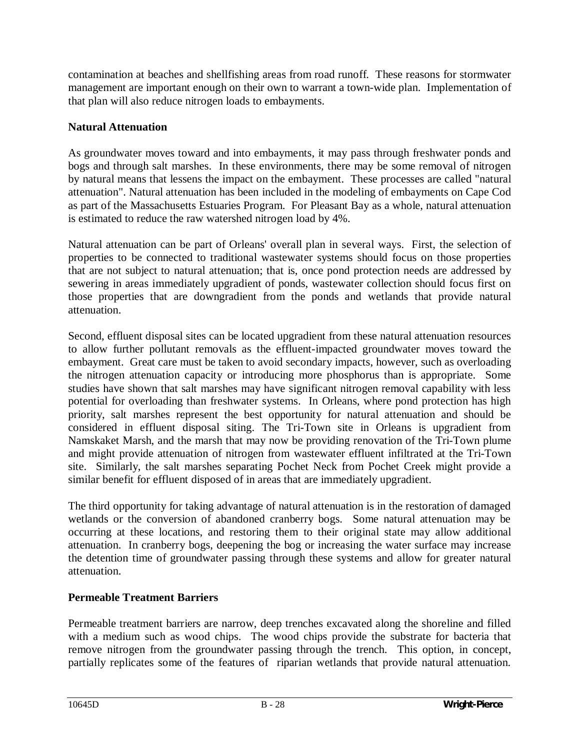contamination at beaches and shellfishing areas from road runoff. These reasons for stormwater management are important enough on their own to warrant a town-wide plan. Implementation of that plan will also reduce nitrogen loads to embayments.

**Natural Attenuation**

As groundwater moves toward and into embayments, it may pass through freshwater ponds and bogs and through salt marshes. In these environments, there may be some removal of nitrogen by natural means that lessens the impact on the embayment. These processes are called "natural attenuation". Natural attenuation has been included in the modeling of embayments on Cape Cod as part of the Massachusetts Estuaries Program. For Pleasant Bay as a whole, natural attenuation is estimated to reduce the raw watershed nitrogen load by 4%.

Natural attenuation can be part of Orleans' overall plan in several ways. First, the selection of properties to be connected to traditional wastewater systems should focus on those properties that are not subject to natural attenuation; that is, once pond protection needs are addressed by sewering in areas immediately upgradient of ponds, wastewater collection should focus first on those properties that are downgradient from the ponds and wetlands that provide natural attenuation.

Second, effluent disposal sites can be located upgradient from these natural attenuation resources to allow further pollutant removals as the effluent-impacted groundwater moves toward the embayment. Great care must be taken to avoid secondary impacts, however, such as overloading the nitrogen attenuation capacity or introducing more phosphorus than is appropriate. Some studies have shown that salt marshes may have significant nitrogen removal capability with less potential for overloading than freshwater systems. In Orleans, where pond protection has high priority, salt marshes represent the best opportunity for natural attenuation and should be considered in effluent disposal siting. The Tri-Town site in Orleans is upgradient from Namskaket Marsh, and the marsh that may now be providing renovation of the Tri-Town plume and might provide attenuation of nitrogen from wastewater effluent infiltrated at the Tri-Town site. Similarly, the salt marshes separating Pochet Neck from Pochet Creek might provide a similar benefit for effluent disposed of in areas that are immediately upgradient.

The third opportunity for taking advantage of natural attenuation is in the restoration of damaged wetlands or the conversion of abandoned cranberry bogs. Some natural attenuation may be occurring at these locations, and restoring them to their original state may allow additional attenuation. In cranberry bogs, deepening the bog or increasing the water surface may increase the detention time of groundwater passing through these systems and allow for greater natural attenuation.

**Permeable Treatment Barriers**

Permeable treatment barriers are narrow, deep trenches excavated along the shoreline and filled with a medium such as wood chips. The wood chips provide the substrate for bacteria that remove nitrogen from the groundwater passing through the trench. This option, in concept, partially replicates some of the features of riparian wetlands that provide natural attenuation.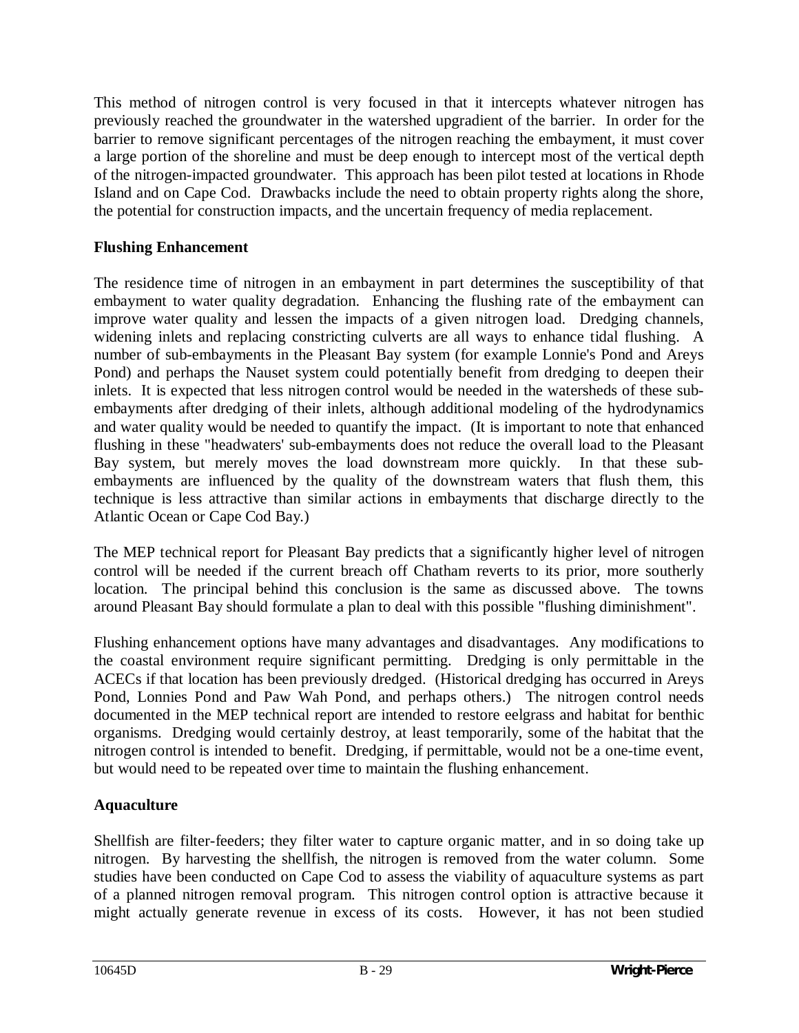This method of nitrogen control is very focused in that it intercepts whatever nitrogen has previously reached the groundwater in the watershed upgradient of the barrier. In order for the barrier to remove significant percentages of the nitrogen reaching the embayment, it must cover a large portion of the shoreline and must be deep enough to intercept most of the vertical depth of the nitrogen-impacted groundwater. This approach has been pilot tested at locations in Rhode Island and on Cape Cod. Drawbacks include the need to obtain property rights along the shore, the potential for construction impacts, and the uncertain frequency of media replacement.

**Flushing Enhancement**

The residence time of nitrogen in an embayment in part determines the susceptibility of that embayment to water quality degradation. Enhancing the flushing rate of the embayment can improve water quality and lessen the impacts of a given nitrogen load. Dredging channels, widening inlets and replacing constricting culverts are all ways to enhance tidal flushing. A number of sub-embayments in the Pleasant Bay system (for example Lonnie's Pond and Areys Pond) and perhaps the Nauset system could potentially benefit from dredging to deepen their inlets. It is expected that less nitrogen control would be needed in the watersheds of these sub-embayments after dredging of their inlets, although additional modeling of the hydrodynamics and water quality would be needed to quantify the impact. (It is important to note that enhanced flushing in these "headwaters' sub-embayments does not reduce the overall load to the Pleasant Bay system, but merely moves the load downstream more quickly. In that these sub-embayments are influenced by the quality of the downstream waters that flush them, this technique is less attractive than similar actions in embayments that discharge directly to the Atlantic Ocean or Cape Cod Bay.)

The MEP technical report for Pleasant Bay predicts that a significantly higher level of nitrogen control will be needed if the current breach off Chatham reverts to its prior, more southerly location. The principal behind this conclusion is the same as discussed above. The towns around Pleasant Bay should formulate a plan to deal with this possible "flushing diminishment".

Flushing enhancement options have many advantages and disadvantages. Any modifications to the coastal environment require significant permitting. Dredging is only permittable in the ACECs if that location has been previously dredged. (Historical dredging has occurred in Areys Pond, Lonnies Pond and Paw Wah Pond, and perhaps others.) The nitrogen control needs documented in the MEP technical report are intended to restore eelgrass and habitat for benthic organisms. Dredging would certainly destroy, at least temporarily, some of the habitat that the nitrogen control is intended to benefit. Dredging, if permittable, would not be a one-time event, but would need to be repeated over time to maintain the flushing enhancement.

**Aquaculture**

Shellfish are filter-feeders; they filter water to capture organic matter, and in so doing take up nitrogen. By harvesting the shellfish, the nitrogen is removed from the water column. Some studies have been conducted on Cape Cod to assess the viability of aquaculture systems as part of a planned nitrogen removal program. This nitrogen control option is attractive because it might actually generate revenue in excess of its costs. However, it has not been studied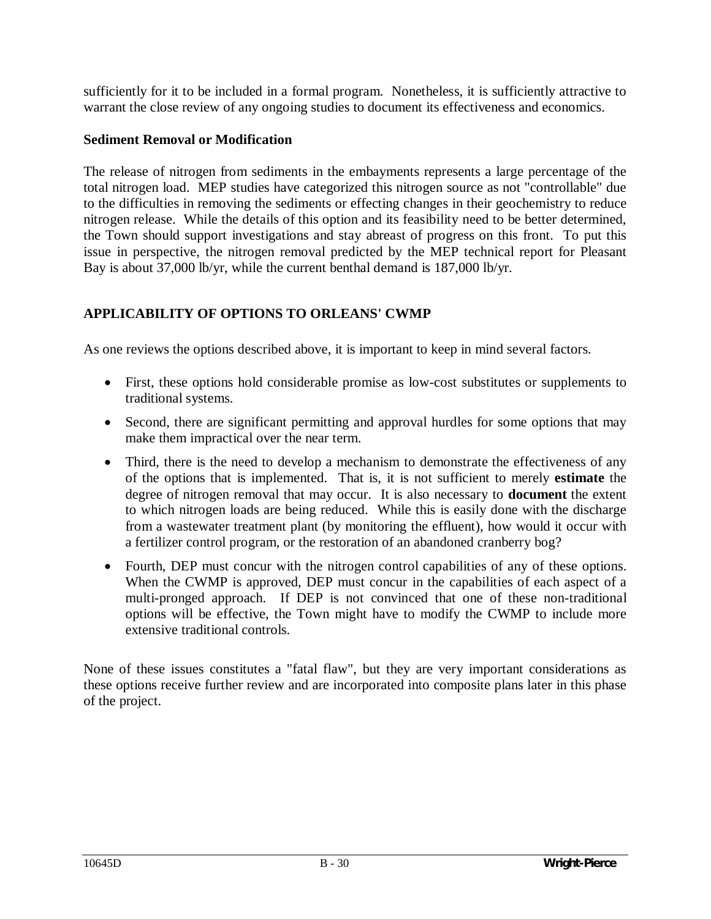sufficiently for it to be included in a formal program. Nonetheless, it is sufficiently attractive to warrant the close review of any ongoing studies to document its effectiveness and economics.

**Sediment Removal or Modification**

The release of nitrogen from sediments in the embayments represents a large percentage of the total nitrogen load. MEP studies have categorized this nitrogen source as not "controllable" due to the difficulties in removing the sediments or effecting changes in their geochemistry to reduce nitrogen release. While the details of this option and its feasibility need to be better determined, the Town should support investigations and stay abreast of progress on this front. To put this issue in perspective, the nitrogen removal predicted by the MEP technical report for Pleasant Bay is about 37,000 lb/yr, while the current benthal demand is 187,000 lb/yr.

## APPLICABILITY OF OPTIONS TO ORLEANS' CWMP

As one reviews the options described above, it is important to keep in mind several factors.

- First, these options hold considerable promise as low-cost substitutes or supplements to traditional systems.
- Second, there are significant permitting and approval hurdles for some options that may make them impractical over the near term.
- Third, there is the need to develop a mechanism to demonstrate the effectiveness of any of the options that is implemented. That is, it is not sufficient to merely **estimate** the degree of nitrogen removal that may occur. It is also necessary to **document** the extent to which nitrogen loads are being reduced. While this is easily done with the discharge from a wastewater treatment plant (by monitoring the effluent), how would it occur with a fertilizer control program, or the restoration of an abandoned cranberry bog?
- Fourth, DEP must concur with the nitrogen control capabilities of any of these options. When the CWMP is approved, DEP must concur in the capabilities of each aspect of a multi-pronged approach. If DEP is not convinced that one of these non-traditional options will be effective, the Town might have to modify the CWMP to include more extensive traditional controls.

None of these issues constitutes a "fatal flaw", but they are very important considerations as these options receive further review and are incorporated into composite plans later in this phase of the project.